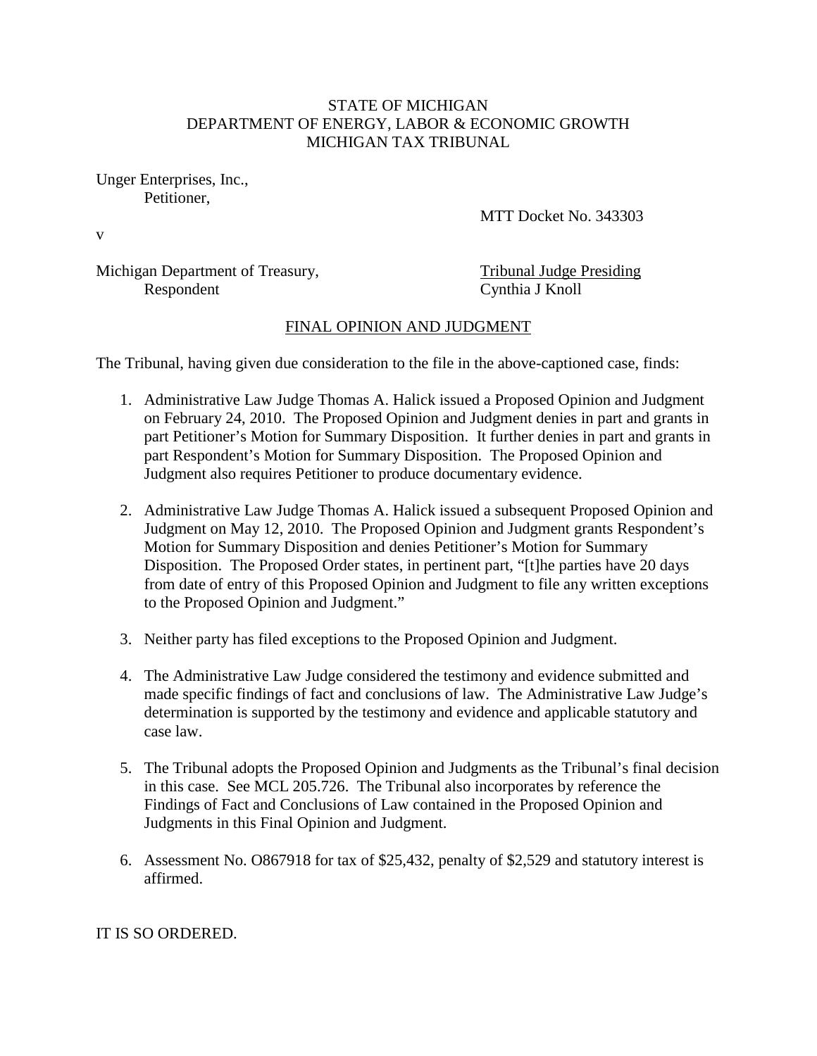STATE OF MICHIGAN
DEPARTMENT OF ENERGY, LABOR & ECONOMIC GROWTH
MICHIGAN TAX TRIBUNAL

Unger Enterprises, Inc.,
Petitioner,

MTT Docket No. 343303

v

Michigan Department of Treasury,
Respondent

Tribunal Judge Presiding
Cynthia J Knoll

## FINAL OPINION AND JUDGMENT

The Tribunal, having given due consideration to the file in the above-captioned case, finds:

1. Administrative Law Judge Thomas A. Halick issued a Proposed Opinion and Judgment on February 24, 2010. The Proposed Opinion and Judgment denies in part and grants in part Petitioner's Motion for Summary Disposition. It further denies in part and grants in part Respondent's Motion for Summary Disposition. The Proposed Opinion and Judgment also requires Petitioner to produce documentary evidence.

2. Administrative Law Judge Thomas A. Halick issued a subsequent Proposed Opinion and Judgment on May 12, 2010. The Proposed Opinion and Judgment grants Respondent's Motion for Summary Disposition and denies Petitioner's Motion for Summary Disposition. The Proposed Order states, in pertinent part, "[t]he parties have 20 days from date of entry of this Proposed Opinion and Judgment to file any written exceptions to the Proposed Opinion and Judgment."

3. Neither party has filed exceptions to the Proposed Opinion and Judgment.

4. The Administrative Law Judge considered the testimony and evidence submitted and made specific findings of fact and conclusions of law. The Administrative Law Judge's determination is supported by the testimony and evidence and applicable statutory and case law.

5. The Tribunal adopts the Proposed Opinion and Judgments as the Tribunal's final decision in this case. See MCL 205.726. The Tribunal also incorporates by reference the Findings of Fact and Conclusions of Law contained in the Proposed Opinion and Judgments in this Final Opinion and Judgment.

6. Assessment No. O867918 for tax of $25,432, penalty of $2,529 and statutory interest is affirmed.

IT IS SO ORDERED.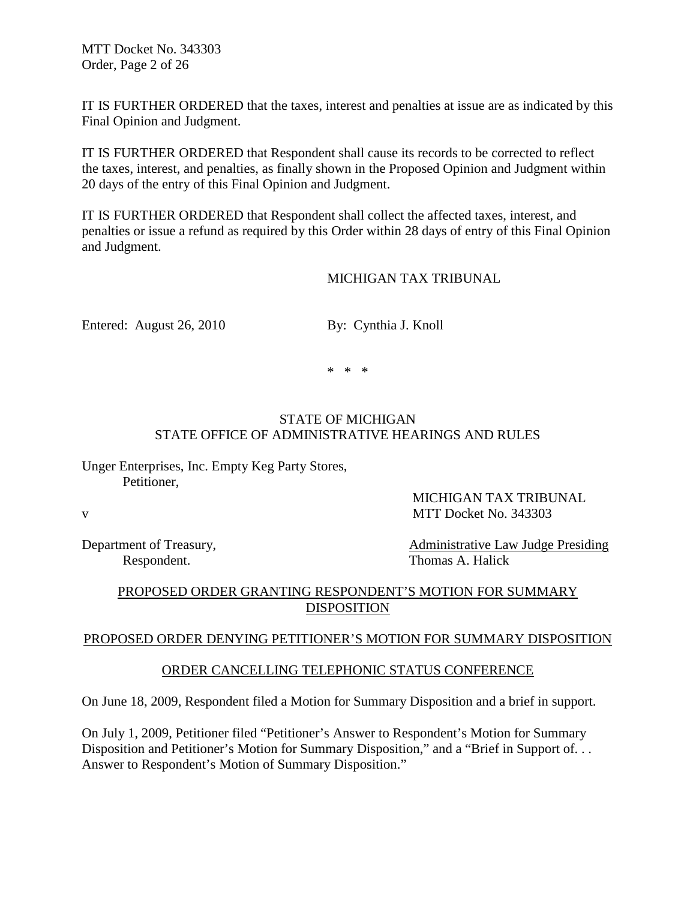IT IS FURTHER ORDERED that the taxes, interest and penalties at issue are as indicated by this Final Opinion and Judgment.

IT IS FURTHER ORDERED that Respondent shall cause its records to be corrected to reflect the taxes, interest, and penalties, as finally shown in the Proposed Opinion and Judgment within 20 days of the entry of this Final Opinion and Judgment.

IT IS FURTHER ORDERED that Respondent shall collect the affected taxes, interest, and penalties or issue a refund as required by this Order within 28 days of entry of this Final Opinion and Judgment.

MICHIGAN TAX TRIBUNAL

Entered: August 26, 2010 By: Cynthia J. Knoll

\* \* \*

STATE OF MICHIGAN
STATE OFFICE OF ADMINISTRATIVE HEARINGS AND RULES

Unger Enterprises, Inc. Empty Keg Party Stores,
Petitioner,

MICHIGAN TAX TRIBUNAL

v MTT Docket No. 343303

Department of Treasury,
Respondent.

Administrative Law Judge Presiding
Thomas A. Halick

PROPOSED ORDER GRANTING RESPONDENT'S MOTION FOR SUMMARY DISPOSITION

PROPOSED ORDER DENYING PETITIONER'S MOTION FOR SUMMARY DISPOSITION

ORDER CANCELLING TELEPHONIC STATUS CONFERENCE

On June 18, 2009, Respondent filed a Motion for Summary Disposition and a brief in support.

On July 1, 2009, Petitioner filed "Petitioner's Answer to Respondent's Motion for Summary Disposition and Petitioner's Motion for Summary Disposition," and a "Brief in Support of. . . Answer to Respondent's Motion of Summary Disposition."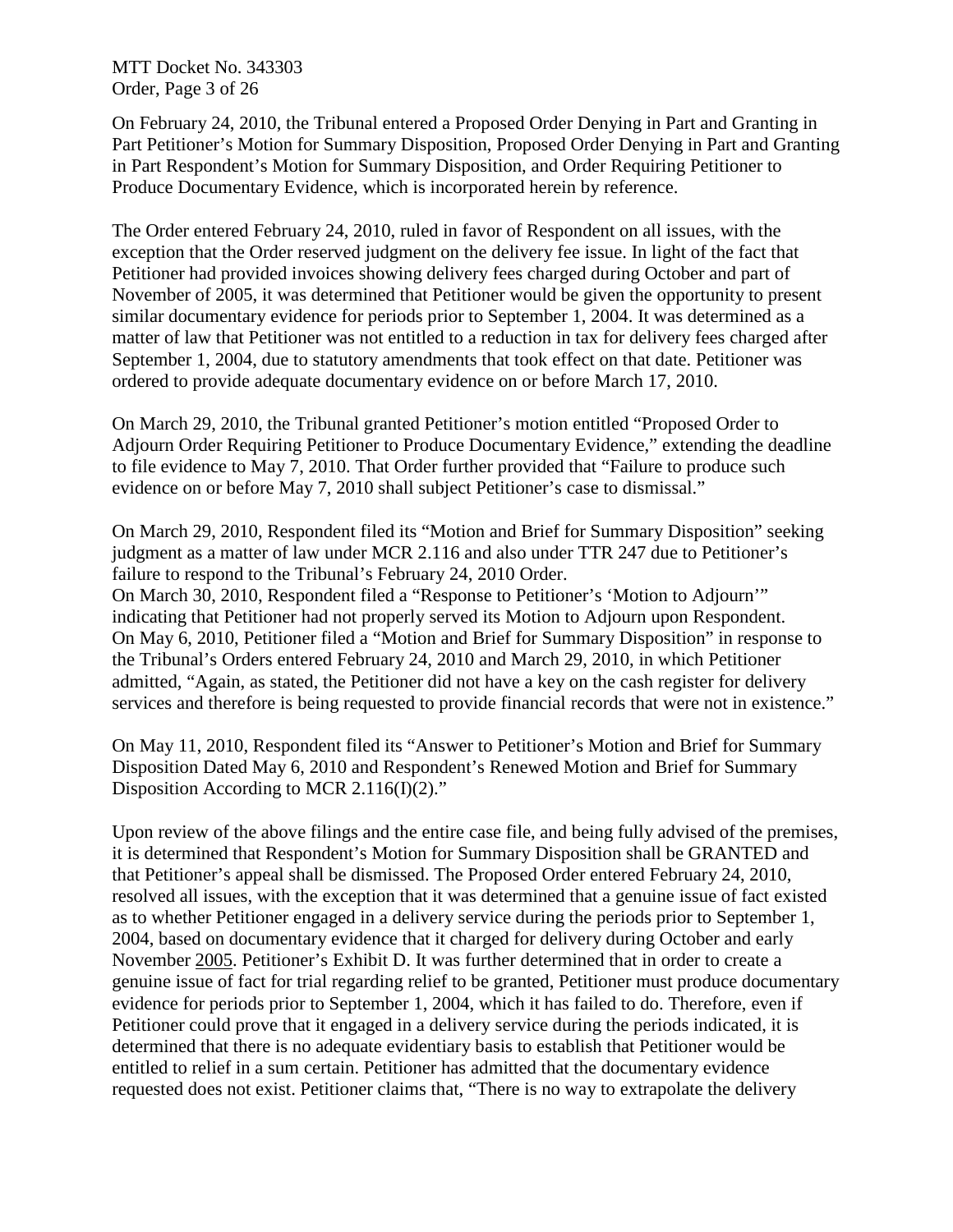On February 24, 2010, the Tribunal entered a Proposed Order Denying in Part and Granting in Part Petitioner's Motion for Summary Disposition, Proposed Order Denying in Part and Granting in Part Respondent's Motion for Summary Disposition, and Order Requiring Petitioner to Produce Documentary Evidence, which is incorporated herein by reference.

The Order entered February 24, 2010, ruled in favor of Respondent on all issues, with the exception that the Order reserved judgment on the delivery fee issue. In light of the fact that Petitioner had provided invoices showing delivery fees charged during October and part of November of 2005, it was determined that Petitioner would be given the opportunity to present similar documentary evidence for periods prior to September 1, 2004. It was determined as a matter of law that Petitioner was not entitled to a reduction in tax for delivery fees charged after September 1, 2004, due to statutory amendments that took effect on that date. Petitioner was ordered to provide adequate documentary evidence on or before March 17, 2010.

On March 29, 2010, the Tribunal granted Petitioner's motion entitled "Proposed Order to Adjourn Order Requiring Petitioner to Produce Documentary Evidence," extending the deadline to file evidence to May 7, 2010. That Order further provided that "Failure to produce such evidence on or before May 7, 2010 shall subject Petitioner's case to dismissal."

On March 29, 2010, Respondent filed its "Motion and Brief for Summary Disposition" seeking judgment as a matter of law under MCR 2.116 and also under TTR 247 due to Petitioner's failure to respond to the Tribunal's February 24, 2010 Order.
On March 30, 2010, Respondent filed a "Response to Petitioner's 'Motion to Adjourn'" indicating that Petitioner had not properly served its Motion to Adjourn upon Respondent.
On May 6, 2010, Petitioner filed a "Motion and Brief for Summary Disposition" in response to the Tribunal's Orders entered February 24, 2010 and March 29, 2010, in which Petitioner admitted, "Again, as stated, the Petitioner did not have a key on the cash register for delivery services and therefore is being requested to provide financial records that were not in existence."

On May 11, 2010, Respondent filed its "Answer to Petitioner's Motion and Brief for Summary Disposition Dated May 6, 2010 and Respondent's Renewed Motion and Brief for Summary Disposition According to MCR 2.116(I)(2)."

Upon review of the above filings and the entire case file, and being fully advised of the premises, it is determined that Respondent's Motion for Summary Disposition shall be GRANTED and that Petitioner's appeal shall be dismissed. The Proposed Order entered February 24, 2010, resolved all issues, with the exception that it was determined that a genuine issue of fact existed as to whether Petitioner engaged in a delivery service during the periods prior to September 1, 2004, based on documentary evidence that it charged for delivery during October and early November <u>2005</u>. Petitioner's Exhibit D. It was further determined that in order to create a genuine issue of fact for trial regarding relief to be granted, Petitioner must produce documentary evidence for periods prior to September 1, 2004, which it has failed to do. Therefore, even if Petitioner could prove that it engaged in a delivery service during the periods indicated, it is determined that there is no adequate evidentiary basis to establish that Petitioner would be entitled to relief in a sum certain. Petitioner has admitted that the documentary evidence requested does not exist. Petitioner claims that, "There is no way to extrapolate the delivery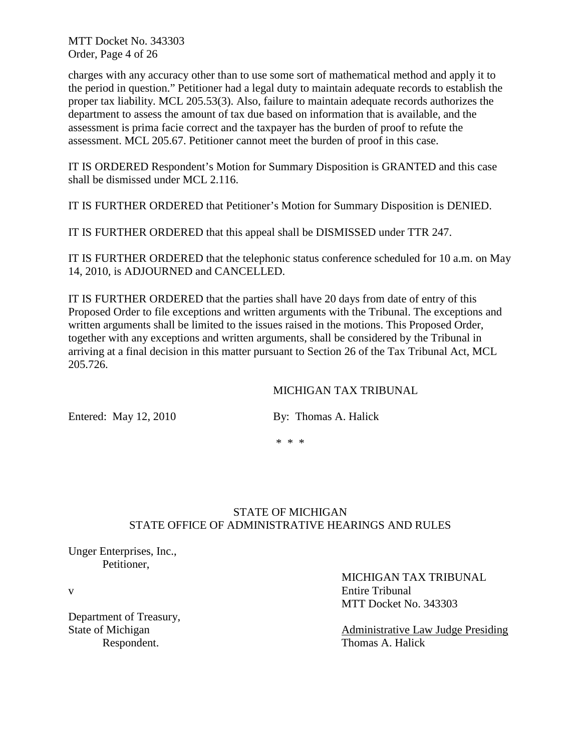charges with any accuracy other than to use some sort of mathematical method and apply it to the period in question." Petitioner had a legal duty to maintain adequate records to establish the proper tax liability. MCL 205.53(3). Also, failure to maintain adequate records authorizes the department to assess the amount of tax due based on information that is available, and the assessment is prima facie correct and the taxpayer has the burden of proof to refute the assessment. MCL 205.67. Petitioner cannot meet the burden of proof in this case.

IT IS ORDERED Respondent's Motion for Summary Disposition is GRANTED and this case shall be dismissed under MCL 2.116.

IT IS FURTHER ORDERED that Petitioner's Motion for Summary Disposition is DENIED.

IT IS FURTHER ORDERED that this appeal shall be DISMISSED under TTR 247.

IT IS FURTHER ORDERED that the telephonic status conference scheduled for 10 a.m. on May 14, 2010, is ADJOURNED and CANCELLED.

IT IS FURTHER ORDERED that the parties shall have 20 days from date of entry of this Proposed Order to file exceptions and written arguments with the Tribunal. The exceptions and written arguments shall be limited to the issues raised in the motions. This Proposed Order, together with any exceptions and written arguments, shall be considered by the Tribunal in arriving at a final decision in this matter pursuant to Section 26 of the Tax Tribunal Act, MCL 205.726.

MICHIGAN TAX TRIBUNAL

Entered: May 12, 2010 By: Thomas A. Halick

\* \* \*

STATE OF MICHIGAN
STATE OFFICE OF ADMINISTRATIVE HEARINGS AND RULES

Unger Enterprises, Inc.,
Petitioner,

v

Department of Treasury,
State of Michigan
Respondent.

MICHIGAN TAX TRIBUNAL
Entire Tribunal
MTT Docket No. 343303

Administrative Law Judge Presiding
Thomas A. Halick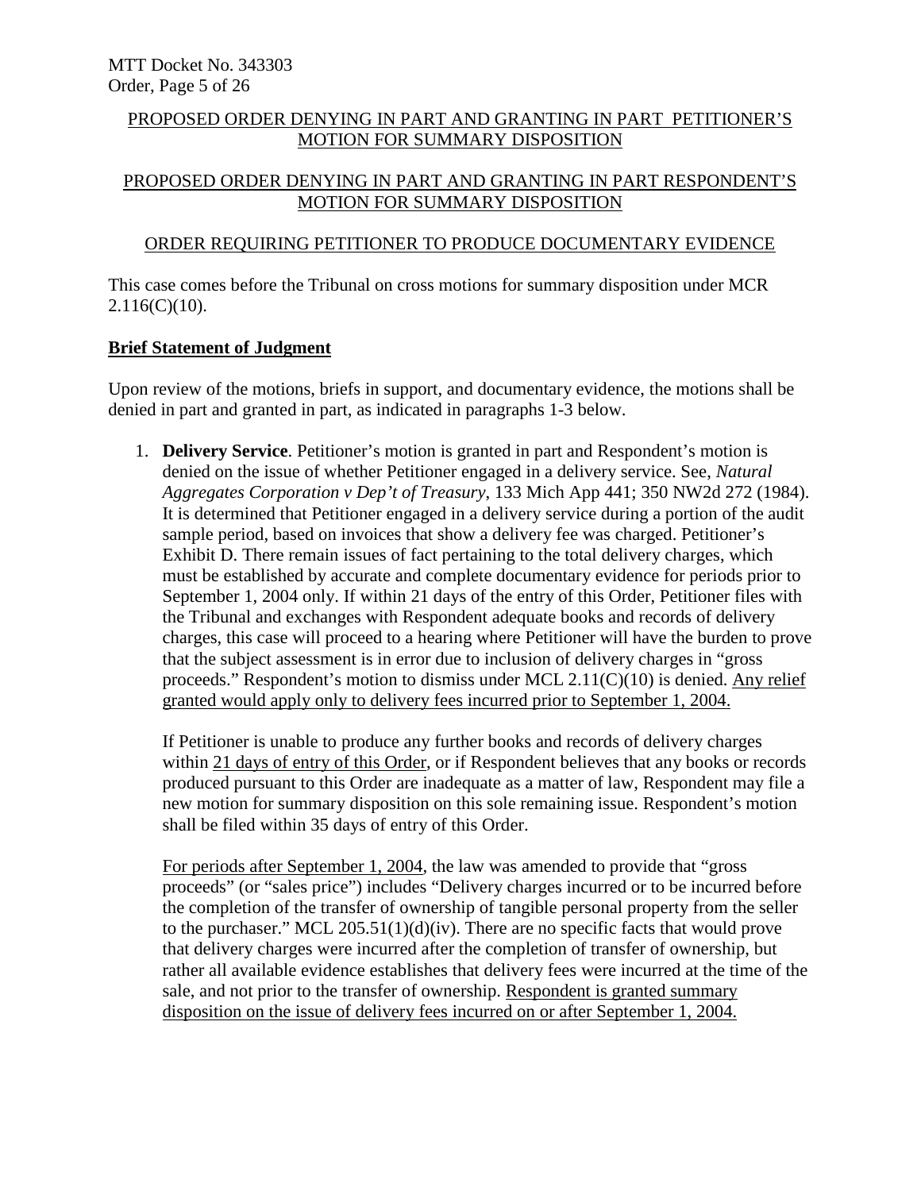PROPOSED ORDER DENYING IN PART AND GRANTING IN PART PETITIONER'S MOTION FOR SUMMARY DISPOSITION

PROPOSED ORDER DENYING IN PART AND GRANTING IN PART RESPONDENT'S MOTION FOR SUMMARY DISPOSITION

ORDER REQUIRING PETITIONER TO PRODUCE DOCUMENTARY EVIDENCE

This case comes before the Tribunal on cross motions for summary disposition under MCR 2.116(C)(10).

**Brief Statement of Judgment**

Upon review of the motions, briefs in support, and documentary evidence, the motions shall be denied in part and granted in part, as indicated in paragraphs 1-3 below.

1. **Delivery Service**. Petitioner's motion is granted in part and Respondent's motion is denied on the issue of whether Petitioner engaged in a delivery service. See, *Natural Aggregates Corporation v Dep't of Treasury*, 133 Mich App 441; 350 NW2d 272 (1984). It is determined that Petitioner engaged in a delivery service during a portion of the audit sample period, based on invoices that show a delivery fee was charged. Petitioner's Exhibit D. There remain issues of fact pertaining to the total delivery charges, which must be established by accurate and complete documentary evidence for periods prior to September 1, 2004 only. If within 21 days of the entry of this Order, Petitioner files with the Tribunal and exchanges with Respondent adequate books and records of delivery charges, this case will proceed to a hearing where Petitioner will have the burden to prove that the subject assessment is in error due to inclusion of delivery charges in "gross proceeds." Respondent's motion to dismiss under MCL 2.11(C)(10) is denied. <u>Any relief granted would apply only to delivery fees incurred prior to September 1, 2004.</u>

   If Petitioner is unable to produce any further books and records of delivery charges within <u>21 days of entry of this Order</u>, or if Respondent believes that any books or records produced pursuant to this Order are inadequate as a matter of law, Respondent may file a new motion for summary disposition on this sole remaining issue. Respondent's motion shall be filed within 35 days of entry of this Order.

   <u>For periods after September 1, 2004</u>, the law was amended to provide that "gross proceeds" (or "sales price") includes "Delivery charges incurred or to be incurred before the completion of the transfer of ownership of tangible personal property from the seller to the purchaser." MCL 205.51(1)(d)(iv). There are no specific facts that would prove that delivery charges were incurred after the completion of transfer of ownership, but rather all available evidence establishes that delivery fees were incurred at the time of the sale, and not prior to the transfer of ownership. <u>Respondent is granted summary disposition on the issue of delivery fees incurred on or after September 1, 2004.</u>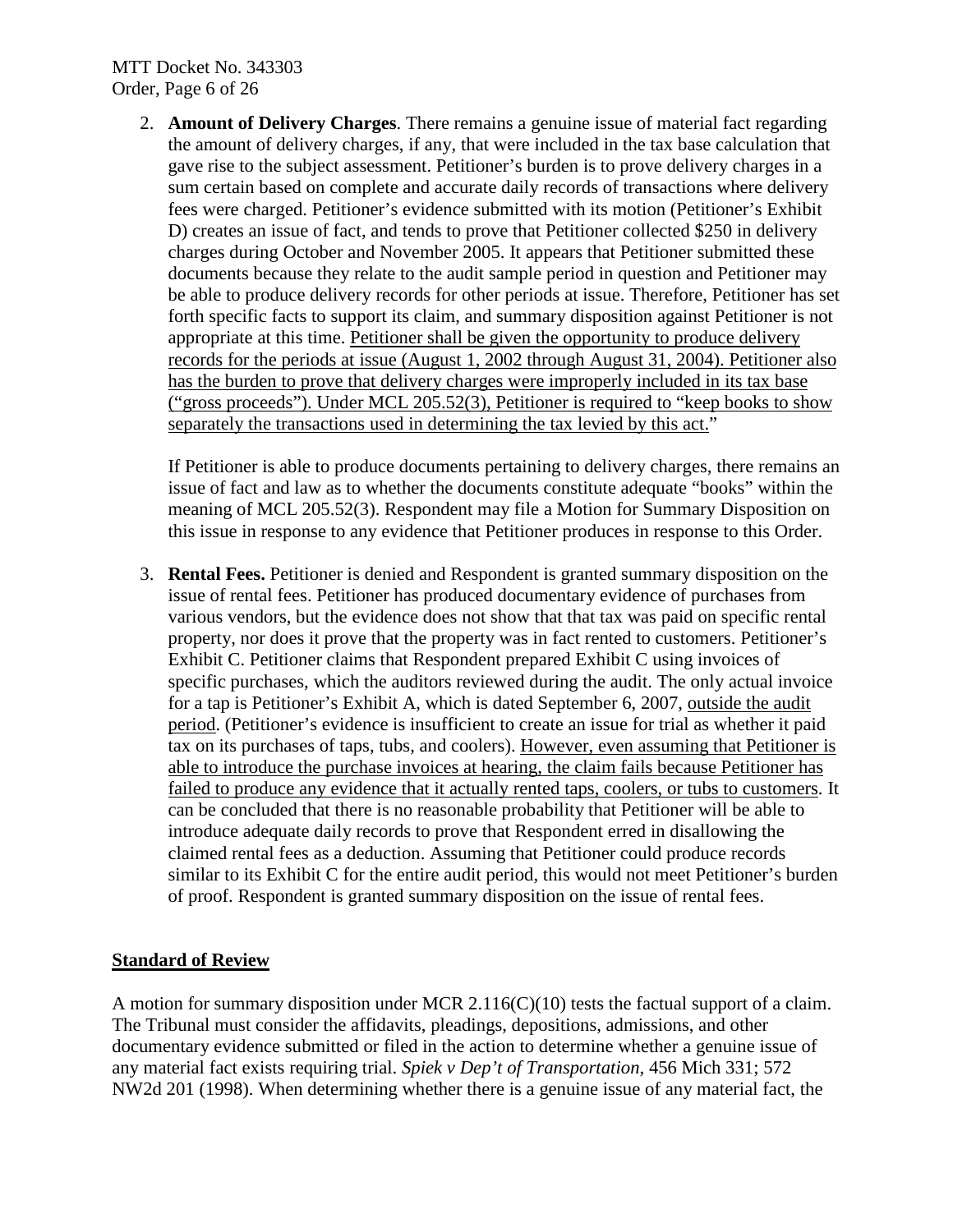2. **Amount of Delivery Charges**. There remains a genuine issue of material fact regarding the amount of delivery charges, if any, that were included in the tax base calculation that gave rise to the subject assessment. Petitioner's burden is to prove delivery charges in a sum certain based on complete and accurate daily records of transactions where delivery fees were charged. Petitioner's evidence submitted with its motion (Petitioner's Exhibit D) creates an issue of fact, and tends to prove that Petitioner collected $250 in delivery charges during October and November 2005. It appears that Petitioner submitted these documents because they relate to the audit sample period in question and Petitioner may be able to produce delivery records for other periods at issue. Therefore, Petitioner has set forth specific facts to support its claim, and summary disposition against Petitioner is not appropriate at this time. <u>Petitioner shall be given the opportunity to produce delivery records for the periods at issue (August 1, 2002 through August 31, 2004). Petitioner also has the burden to prove that delivery charges were improperly included in its tax base ("gross proceeds"). Under MCL 205.52(3), Petitioner is required to "keep books to show separately the transactions used in determining the tax levied by this act.</u>"

   If Petitioner is able to produce documents pertaining to delivery charges, there remains an issue of fact and law as to whether the documents constitute adequate "books" within the meaning of MCL 205.52(3). Respondent may file a Motion for Summary Disposition on this issue in response to any evidence that Petitioner produces in response to this Order.

3. **Rental Fees.** Petitioner is denied and Respondent is granted summary disposition on the issue of rental fees. Petitioner has produced documentary evidence of purchases from various vendors, but the evidence does not show that that tax was paid on specific rental property, nor does it prove that the property was in fact rented to customers. Petitioner's Exhibit C. Petitioner claims that Respondent prepared Exhibit C using invoices of specific purchases, which the auditors reviewed during the audit. The only actual invoice for a tap is Petitioner's Exhibit A, which is dated September 6, 2007, <u>outside the audit period</u>. (Petitioner's evidence is insufficient to create an issue for trial as whether it paid tax on its purchases of taps, tubs, and coolers). <u>However, even assuming that Petitioner is able to introduce the purchase invoices at hearing, the claim fails because Petitioner has failed to produce any evidence that it actually rented taps, coolers, or tubs to customers</u>. It can be concluded that there is no reasonable probability that Petitioner will be able to introduce adequate daily records to prove that Respondent erred in disallowing the claimed rental fees as a deduction. Assuming that Petitioner could produce records similar to its Exhibit C for the entire audit period, this would not meet Petitioner's burden of proof. Respondent is granted summary disposition on the issue of rental fees.

**<u>Standard of Review</u>**

A motion for summary disposition under MCR 2.116(C)(10) tests the factual support of a claim. The Tribunal must consider the affidavits, pleadings, depositions, admissions, and other documentary evidence submitted or filed in the action to determine whether a genuine issue of any material fact exists requiring trial. *Spiek v Dep't of Transportation*, 456 Mich 331; 572 NW2d 201 (1998). When determining whether there is a genuine issue of any material fact, the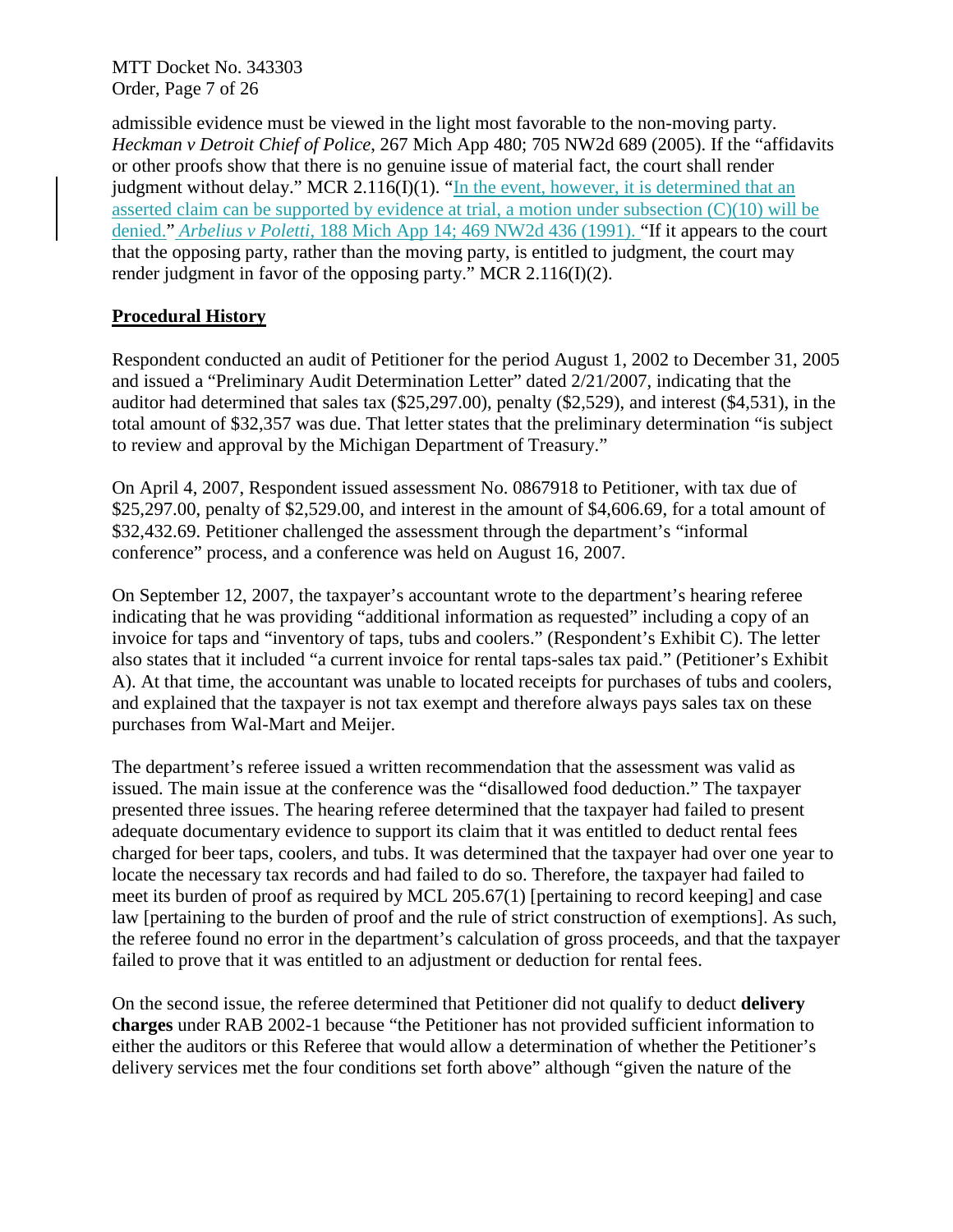admissible evidence must be viewed in the light most favorable to the non-moving party. *Heckman v Detroit Chief of Police*, 267 Mich App 480; 705 NW2d 689 (2005). If the "affidavits or other proofs show that there is no genuine issue of material fact, the court shall render judgment without delay." MCR 2.116(I)(1). "In the event, however, it is determined that an asserted claim can be supported by evidence at trial, a motion under subsection (C)(10) will be denied." *Arbelius v Poletti*, 188 Mich App 14; 469 NW2d 436 (1991). "If it appears to the court that the opposing party, rather than the moving party, is entitled to judgment, the court may render judgment in favor of the opposing party." MCR 2.116(I)(2).

## **Procedural History**

Respondent conducted an audit of Petitioner for the period August 1, 2002 to December 31, 2005 and issued a "Preliminary Audit Determination Letter" dated 2/21/2007, indicating that the auditor had determined that sales tax ($25,297.00), penalty ($2,529), and interest ($4,531), in the total amount of $32,357 was due. That letter states that the preliminary determination "is subject to review and approval by the Michigan Department of Treasury."

On April 4, 2007, Respondent issued assessment No. 0867918 to Petitioner, with tax due of $25,297.00, penalty of $2,529.00, and interest in the amount of $4,606.69, for a total amount of $32,432.69. Petitioner challenged the assessment through the department's "informal conference" process, and a conference was held on August 16, 2007.

On September 12, 2007, the taxpayer's accountant wrote to the department's hearing referee indicating that he was providing "additional information as requested" including a copy of an invoice for taps and "inventory of taps, tubs and coolers." (Respondent's Exhibit C). The letter also states that it included "a current invoice for rental taps-sales tax paid." (Petitioner's Exhibit A). At that time, the accountant was unable to located receipts for purchases of tubs and coolers, and explained that the taxpayer is not tax exempt and therefore always pays sales tax on these purchases from Wal-Mart and Meijer.

The department's referee issued a written recommendation that the assessment was valid as issued. The main issue at the conference was the "disallowed food deduction." The taxpayer presented three issues. The hearing referee determined that the taxpayer had failed to present adequate documentary evidence to support its claim that it was entitled to deduct rental fees charged for beer taps, coolers, and tubs. It was determined that the taxpayer had over one year to locate the necessary tax records and had failed to do so. Therefore, the taxpayer had failed to meet its burden of proof as required by MCL 205.67(1) [pertaining to record keeping] and case law [pertaining to the burden of proof and the rule of strict construction of exemptions]. As such, the referee found no error in the department's calculation of gross proceeds, and that the taxpayer failed to prove that it was entitled to an adjustment or deduction for rental fees.

On the second issue, the referee determined that Petitioner did not qualify to deduct **delivery charges** under RAB 2002-1 because "the Petitioner has not provided sufficient information to either the auditors or this Referee that would allow a determination of whether the Petitioner's delivery services met the four conditions set forth above" although "given the nature of the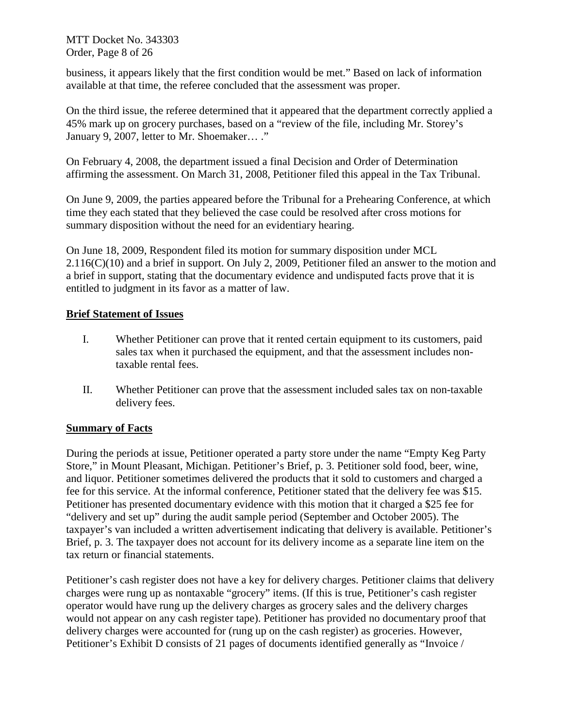business, it appears likely that the first condition would be met." Based on lack of information available at that time, the referee concluded that the assessment was proper.

On the third issue, the referee determined that it appeared that the department correctly applied a 45% mark up on grocery purchases, based on a "review of the file, including Mr. Storey's January 9, 2007, letter to Mr. Shoemaker… ."

On February 4, 2008, the department issued a final Decision and Order of Determination affirming the assessment. On March 31, 2008, Petitioner filed this appeal in the Tax Tribunal.

On June 9, 2009, the parties appeared before the Tribunal for a Prehearing Conference, at which time they each stated that they believed the case could be resolved after cross motions for summary disposition without the need for an evidentiary hearing.

On June 18, 2009, Respondent filed its motion for summary disposition under MCL 2.116(C)(10) and a brief in support. On July 2, 2009, Petitioner filed an answer to the motion and a brief in support, stating that the documentary evidence and undisputed facts prove that it is entitled to judgment in its favor as a matter of law.

## Brief Statement of Issues

I. Whether Petitioner can prove that it rented certain equipment to its customers, paid sales tax when it purchased the equipment, and that the assessment includes non-taxable rental fees.

II. Whether Petitioner can prove that the assessment included sales tax on non-taxable delivery fees.

## Summary of Facts

During the periods at issue, Petitioner operated a party store under the name "Empty Keg Party Store," in Mount Pleasant, Michigan. Petitioner's Brief, p. 3. Petitioner sold food, beer, wine, and liquor. Petitioner sometimes delivered the products that it sold to customers and charged a fee for this service. At the informal conference, Petitioner stated that the delivery fee was $15. Petitioner has presented documentary evidence with this motion that it charged a $25 fee for "delivery and set up" during the audit sample period (September and October 2005). The taxpayer's van included a written advertisement indicating that delivery is available. Petitioner's Brief, p. 3. The taxpayer does not account for its delivery income as a separate line item on the tax return or financial statements.

Petitioner's cash register does not have a key for delivery charges. Petitioner claims that delivery charges were rung up as nontaxable "grocery" items. (If this is true, Petitioner's cash register operator would have rung up the delivery charges as grocery sales and the delivery charges would not appear on any cash register tape). Petitioner has provided no documentary proof that delivery charges were accounted for (rung up on the cash register) as groceries. However, Petitioner's Exhibit D consists of 21 pages of documents identified generally as "Invoice /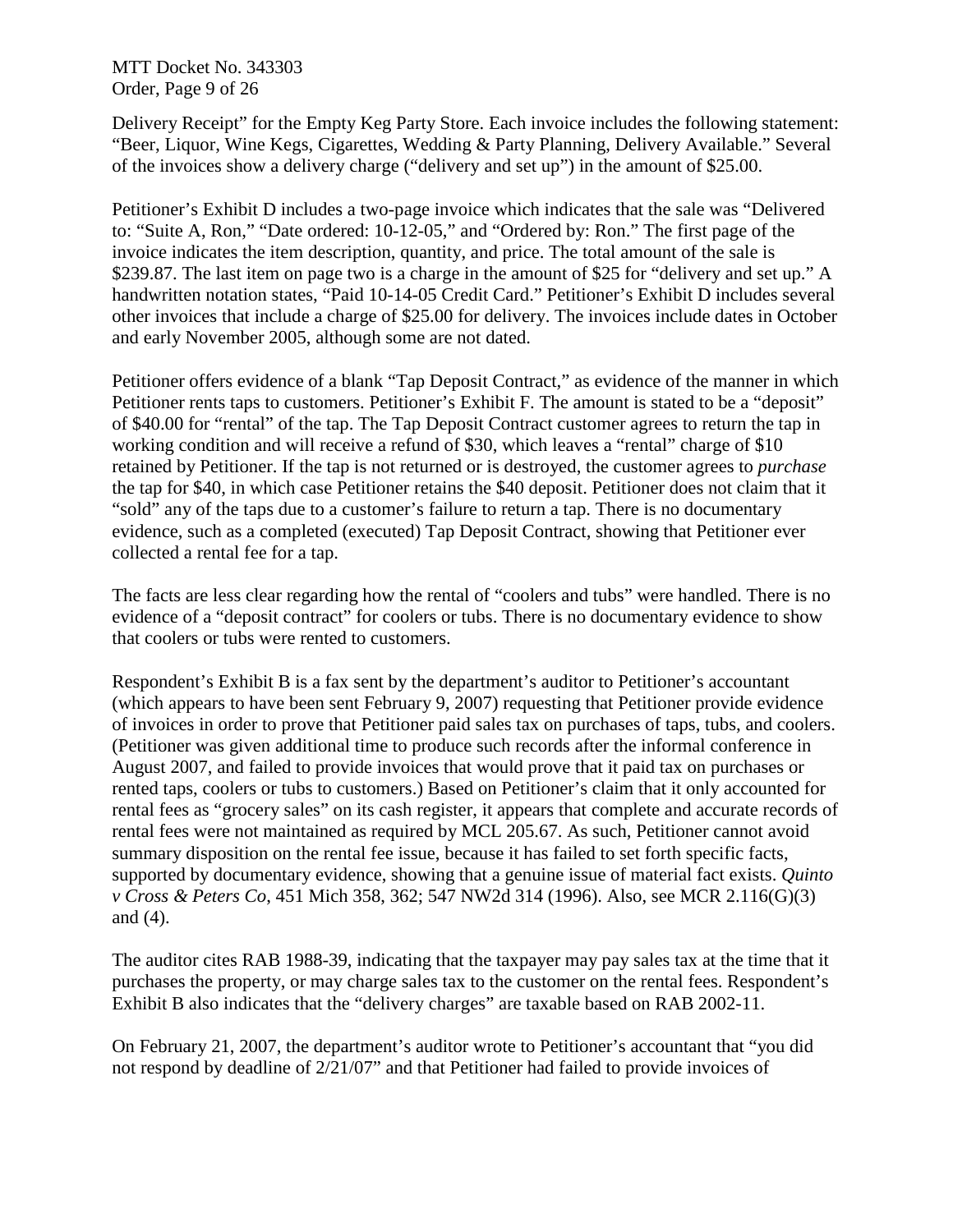Delivery Receipt" for the Empty Keg Party Store. Each invoice includes the following statement: "Beer, Liquor, Wine Kegs, Cigarettes, Wedding & Party Planning, Delivery Available." Several of the invoices show a delivery charge ("delivery and set up") in the amount of $25.00.

Petitioner's Exhibit D includes a two-page invoice which indicates that the sale was "Delivered to: "Suite A, Ron," "Date ordered: 10-12-05," and "Ordered by: Ron." The first page of the invoice indicates the item description, quantity, and price. The total amount of the sale is $239.87. The last item on page two is a charge in the amount of $25 for "delivery and set up." A handwritten notation states, "Paid 10-14-05 Credit Card." Petitioner's Exhibit D includes several other invoices that include a charge of $25.00 for delivery. The invoices include dates in October and early November 2005, although some are not dated.

Petitioner offers evidence of a blank "Tap Deposit Contract," as evidence of the manner in which Petitioner rents taps to customers. Petitioner's Exhibit F. The amount is stated to be a "deposit" of $40.00 for "rental" of the tap. The Tap Deposit Contract customer agrees to return the tap in working condition and will receive a refund of $30, which leaves a "rental" charge of $10 retained by Petitioner. If the tap is not returned or is destroyed, the customer agrees to *purchase* the tap for $40, in which case Petitioner retains the $40 deposit. Petitioner does not claim that it "sold" any of the taps due to a customer's failure to return a tap. There is no documentary evidence, such as a completed (executed) Tap Deposit Contract, showing that Petitioner ever collected a rental fee for a tap.

The facts are less clear regarding how the rental of "coolers and tubs" were handled. There is no evidence of a "deposit contract" for coolers or tubs. There is no documentary evidence to show that coolers or tubs were rented to customers.

Respondent's Exhibit B is a fax sent by the department's auditor to Petitioner's accountant (which appears to have been sent February 9, 2007) requesting that Petitioner provide evidence of invoices in order to prove that Petitioner paid sales tax on purchases of taps, tubs, and coolers. (Petitioner was given additional time to produce such records after the informal conference in August 2007, and failed to provide invoices that would prove that it paid tax on purchases or rented taps, coolers or tubs to customers.) Based on Petitioner's claim that it only accounted for rental fees as "grocery sales" on its cash register, it appears that complete and accurate records of rental fees were not maintained as required by MCL 205.67. As such, Petitioner cannot avoid summary disposition on the rental fee issue, because it has failed to set forth specific facts, supported by documentary evidence, showing that a genuine issue of material fact exists. *Quinto v Cross & Peters Co*, 451 Mich 358, 362; 547 NW2d 314 (1996). Also, see MCR 2.116(G)(3) and (4).

The auditor cites RAB 1988-39, indicating that the taxpayer may pay sales tax at the time that it purchases the property, or may charge sales tax to the customer on the rental fees. Respondent's Exhibit B also indicates that the "delivery charges" are taxable based on RAB 2002-11.

On February 21, 2007, the department's auditor wrote to Petitioner's accountant that "you did not respond by deadline of 2/21/07" and that Petitioner had failed to provide invoices of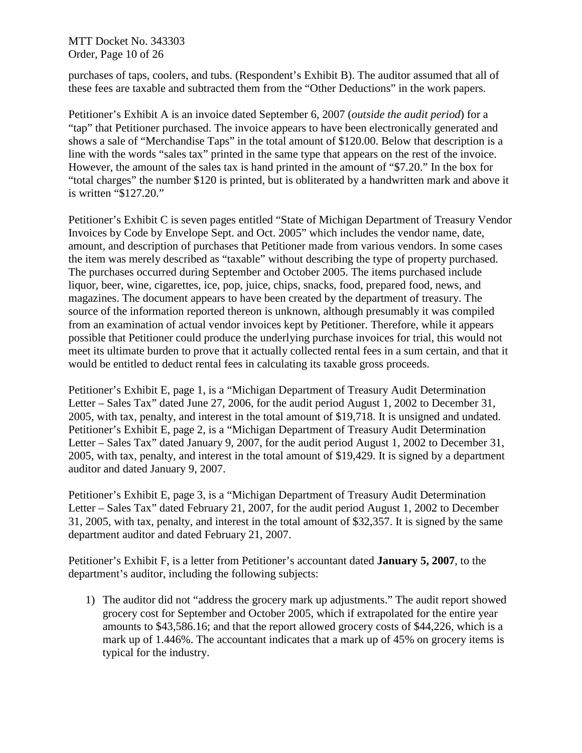purchases of taps, coolers, and tubs. (Respondent's Exhibit B). The auditor assumed that all of these fees are taxable and subtracted them from the "Other Deductions" in the work papers.

Petitioner's Exhibit A is an invoice dated September 6, 2007 (*outside the audit period*) for a "tap" that Petitioner purchased. The invoice appears to have been electronically generated and shows a sale of "Merchandise Taps" in the total amount of $120.00. Below that description is a line with the words "sales tax" printed in the same type that appears on the rest of the invoice. However, the amount of the sales tax is hand printed in the amount of "$7.20." In the box for "total charges" the number $120 is printed, but is obliterated by a handwritten mark and above it is written "$127.20."

Petitioner's Exhibit C is seven pages entitled "State of Michigan Department of Treasury Vendor Invoices by Code by Envelope Sept. and Oct. 2005" which includes the vendor name, date, amount, and description of purchases that Petitioner made from various vendors. In some cases the item was merely described as "taxable" without describing the type of property purchased. The purchases occurred during September and October 2005. The items purchased include liquor, beer, wine, cigarettes, ice, pop, juice, chips, snacks, food, prepared food, news, and magazines. The document appears to have been created by the department of treasury. The source of the information reported thereon is unknown, although presumably it was compiled from an examination of actual vendor invoices kept by Petitioner. Therefore, while it appears possible that Petitioner could produce the underlying purchase invoices for trial, this would not meet its ultimate burden to prove that it actually collected rental fees in a sum certain, and that it would be entitled to deduct rental fees in calculating its taxable gross proceeds.

Petitioner's Exhibit E, page 1, is a "Michigan Department of Treasury Audit Determination Letter – Sales Tax" dated June 27, 2006, for the audit period August 1, 2002 to December 31, 2005, with tax, penalty, and interest in the total amount of $19,718. It is unsigned and undated. Petitioner's Exhibit E, page 2, is a "Michigan Department of Treasury Audit Determination Letter – Sales Tax" dated January 9, 2007, for the audit period August 1, 2002 to December 31, 2005, with tax, penalty, and interest in the total amount of $19,429. It is signed by a department auditor and dated January 9, 2007.

Petitioner's Exhibit E, page 3, is a "Michigan Department of Treasury Audit Determination Letter – Sales Tax" dated February 21, 2007, for the audit period August 1, 2002 to December 31, 2005, with tax, penalty, and interest in the total amount of $32,357. It is signed by the same department auditor and dated February 21, 2007.

Petitioner's Exhibit F, is a letter from Petitioner's accountant dated **January 5, 2007**, to the department's auditor, including the following subjects:

1) The auditor did not "address the grocery mark up adjustments." The audit report showed grocery cost for September and October 2005, which if extrapolated for the entire year amounts to $43,586.16; and that the report allowed grocery costs of $44,226, which is a mark up of 1.446%. The accountant indicates that a mark up of 45% on grocery items is typical for the industry.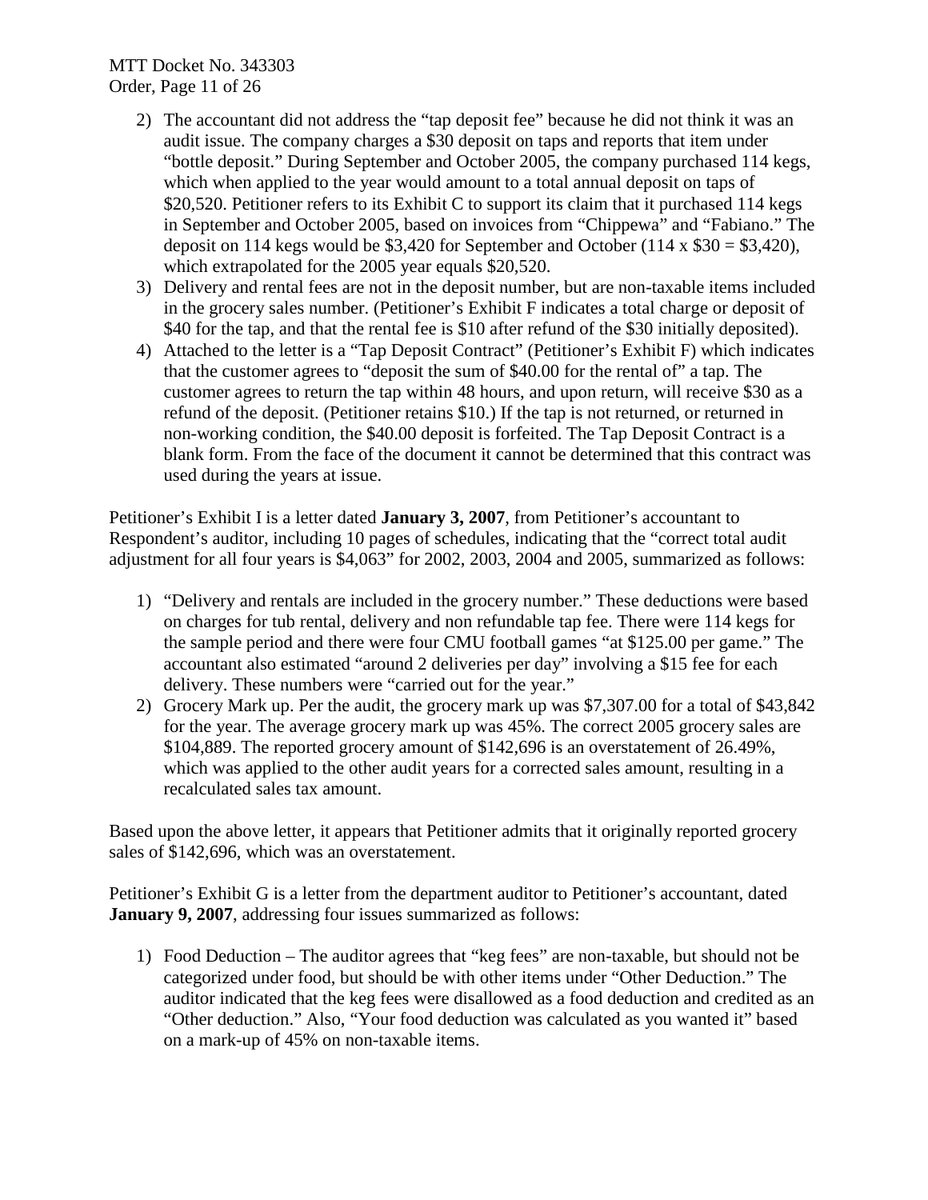2) The accountant did not address the "tap deposit fee" because he did not think it was an audit issue. The company charges a $30 deposit on taps and reports that item under "bottle deposit." During September and October 2005, the company purchased 114 kegs, which when applied to the year would amount to a total annual deposit on taps of $20,520. Petitioner refers to its Exhibit C to support its claim that it purchased 114 kegs in September and October 2005, based on invoices from "Chippewa" and "Fabiano." The deposit on 114 kegs would be $3,420 for September and October (114 x $30 = $3,420), which extrapolated for the 2005 year equals $20,520.
3) Delivery and rental fees are not in the deposit number, but are non-taxable items included in the grocery sales number. (Petitioner's Exhibit F indicates a total charge or deposit of $40 for the tap, and that the rental fee is $10 after refund of the $30 initially deposited).
4) Attached to the letter is a "Tap Deposit Contract" (Petitioner's Exhibit F) which indicates that the customer agrees to "deposit the sum of $40.00 for the rental of" a tap. The customer agrees to return the tap within 48 hours, and upon return, will receive $30 as a refund of the deposit. (Petitioner retains $10.) If the tap is not returned, or returned in non-working condition, the $40.00 deposit is forfeited. The Tap Deposit Contract is a blank form. From the face of the document it cannot be determined that this contract was used during the years at issue.

Petitioner's Exhibit I is a letter dated **January 3, 2007**, from Petitioner's accountant to Respondent's auditor, including 10 pages of schedules, indicating that the "correct total audit adjustment for all four years is $4,063" for 2002, 2003, 2004 and 2005, summarized as follows:

1) "Delivery and rentals are included in the grocery number." These deductions were based on charges for tub rental, delivery and non refundable tap fee. There were 114 kegs for the sample period and there were four CMU football games "at $125.00 per game." The accountant also estimated "around 2 deliveries per day" involving a $15 fee for each delivery. These numbers were "carried out for the year."
2) Grocery Mark up. Per the audit, the grocery mark up was $7,307.00 for a total of $43,842 for the year. The average grocery mark up was 45%. The correct 2005 grocery sales are $104,889. The reported grocery amount of $142,696 is an overstatement of 26.49%, which was applied to the other audit years for a corrected sales amount, resulting in a recalculated sales tax amount.

Based upon the above letter, it appears that Petitioner admits that it originally reported grocery sales of $142,696, which was an overstatement.

Petitioner's Exhibit G is a letter from the department auditor to Petitioner's accountant, dated **January 9, 2007**, addressing four issues summarized as follows:

1) Food Deduction – The auditor agrees that "keg fees" are non-taxable, but should not be categorized under food, but should be with other items under "Other Deduction." The auditor indicated that the keg fees were disallowed as a food deduction and credited as an "Other deduction." Also, "Your food deduction was calculated as you wanted it" based on a mark-up of 45% on non-taxable items.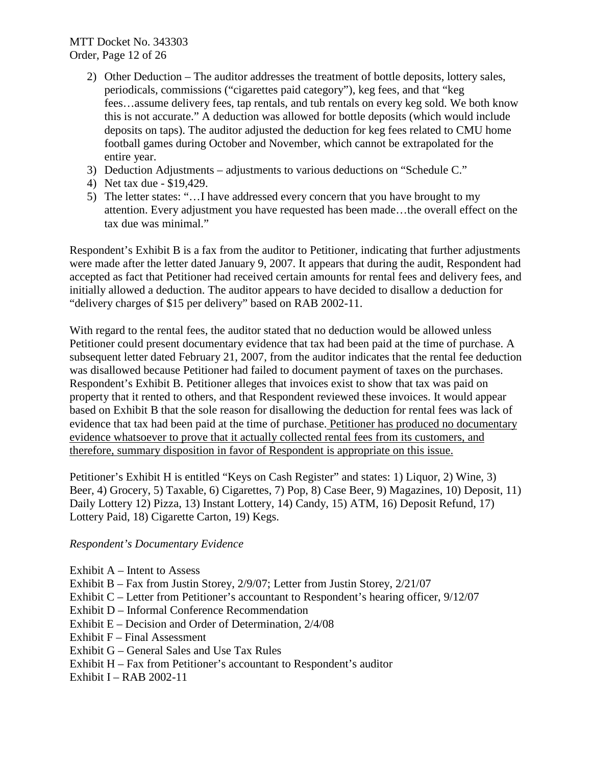2) Other Deduction – The auditor addresses the treatment of bottle deposits, lottery sales, periodicals, commissions ("cigarettes paid category"), keg fees, and that "keg fees…assume delivery fees, tap rentals, and tub rentals on every keg sold. We both know this is not accurate." A deduction was allowed for bottle deposits (which would include deposits on taps). The auditor adjusted the deduction for keg fees related to CMU home football games during October and November, which cannot be extrapolated for the entire year.
3) Deduction Adjustments – adjustments to various deductions on "Schedule C."
4) Net tax due - $19,429.
5) The letter states: "…I have addressed every concern that you have brought to my attention. Every adjustment you have requested has been made…the overall effect on the tax due was minimal."

Respondent's Exhibit B is a fax from the auditor to Petitioner, indicating that further adjustments were made after the letter dated January 9, 2007. It appears that during the audit, Respondent had accepted as fact that Petitioner had received certain amounts for rental fees and delivery fees, and initially allowed a deduction. The auditor appears to have decided to disallow a deduction for "delivery charges of $15 per delivery" based on RAB 2002-11.

With regard to the rental fees, the auditor stated that no deduction would be allowed unless Petitioner could present documentary evidence that tax had been paid at the time of purchase. A subsequent letter dated February 21, 2007, from the auditor indicates that the rental fee deduction was disallowed because Petitioner had failed to document payment of taxes on the purchases. Respondent's Exhibit B. Petitioner alleges that invoices exist to show that tax was paid on property that it rented to others, and that Respondent reviewed these invoices. It would appear based on Exhibit B that the sole reason for disallowing the deduction for rental fees was lack of evidence that tax had been paid at the time of purchase. <u>Petitioner has produced no documentary evidence whatsoever to prove that it actually collected rental fees from its customers, and therefore, summary disposition in favor of Respondent is appropriate on this issue.</u>

Petitioner's Exhibit H is entitled "Keys on Cash Register" and states: 1) Liquor, 2) Wine, 3) Beer, 4) Grocery, 5) Taxable, 6) Cigarettes, 7) Pop, 8) Case Beer, 9) Magazines, 10) Deposit, 11) Daily Lottery 12) Pizza, 13) Instant Lottery, 14) Candy, 15) ATM, 16) Deposit Refund, 17) Lottery Paid, 18) Cigarette Carton, 19) Kegs.

*Respondent's Documentary Evidence*

Exhibit A – Intent to Assess
Exhibit B – Fax from Justin Storey, 2/9/07; Letter from Justin Storey, 2/21/07
Exhibit C – Letter from Petitioner's accountant to Respondent's hearing officer, 9/12/07
Exhibit D – Informal Conference Recommendation
Exhibit E – Decision and Order of Determination, 2/4/08
Exhibit F – Final Assessment
Exhibit G – General Sales and Use Tax Rules
Exhibit H – Fax from Petitioner's accountant to Respondent's auditor
Exhibit I – RAB 2002-11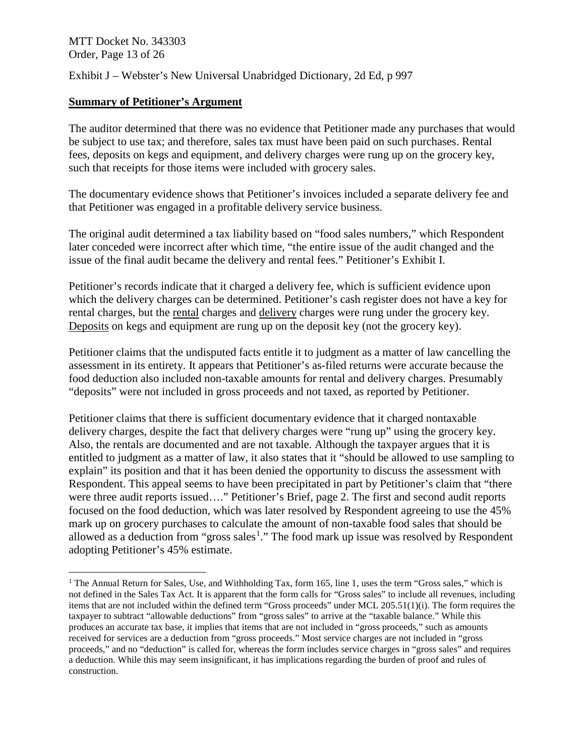Exhibit J – Webster's New Universal Unabridged Dictionary, 2d Ed, p 997

**Summary of Petitioner's Argument**

The auditor determined that there was no evidence that Petitioner made any purchases that would be subject to use tax; and therefore, sales tax must have been paid on such purchases. Rental fees, deposits on kegs and equipment, and delivery charges were rung up on the grocery key, such that receipts for those items were included with grocery sales.

The documentary evidence shows that Petitioner's invoices included a separate delivery fee and that Petitioner was engaged in a profitable delivery service business.

The original audit determined a tax liability based on "food sales numbers," which Respondent later conceded were incorrect after which time, "the entire issue of the audit changed and the issue of the final audit became the delivery and rental fees." Petitioner's Exhibit I.

Petitioner's records indicate that it charged a delivery fee, which is sufficient evidence upon which the delivery charges can be determined. Petitioner's cash register does not have a key for rental charges, but the <u>rental</u> charges and <u>delivery</u> charges were rung under the grocery key. <u>Deposits</u> on kegs and equipment are rung up on the deposit key (not the grocery key).

Petitioner claims that the undisputed facts entitle it to judgment as a matter of law cancelling the assessment in its entirety. It appears that Petitioner's as-filed returns were accurate because the food deduction also included non-taxable amounts for rental and delivery charges. Presumably "deposits" were not included in gross proceeds and not taxed, as reported by Petitioner.

Petitioner claims that there is sufficient documentary evidence that it charged nontaxable delivery charges, despite the fact that delivery charges were "rung up" using the grocery key. Also, the rentals are documented and are not taxable. Although the taxpayer argues that it is entitled to judgment as a matter of law, it also states that it "should be allowed to use sampling to explain" its position and that it has been denied the opportunity to discuss the assessment with Respondent. This appeal seems to have been precipitated in part by Petitioner's claim that "there were three audit reports issued…." Petitioner's Brief, page 2. The first and second audit reports focused on the food deduction, which was later resolved by Respondent agreeing to use the 45% mark up on grocery purchases to calculate the amount of non-taxable food sales that should be allowed as a deduction from "gross sales[1]." The food mark up issue was resolved by Respondent adopting Petitioner's 45% estimate.

---

[1] The Annual Return for Sales, Use, and Withholding Tax, form 165, line 1, uses the term "Gross sales," which is not defined in the Sales Tax Act. It is apparent that the form calls for "Gross sales" to include all revenues, including items that are not included within the defined term "Gross proceeds" under MCL 205.51(1)(i). The form requires the taxpayer to subtract "allowable deductions" from "gross sales" to arrive at the "taxable balance." While this produces an accurate tax base, it implies that items that are not included in "gross proceeds," such as amounts received for services are a deduction from "gross proceeds." Most service charges are not included in "gross proceeds," and no "deduction" is called for, whereas the form includes service charges in "gross sales" and requires a deduction. While this may seem insignificant, it has implications regarding the burden of proof and rules of construction.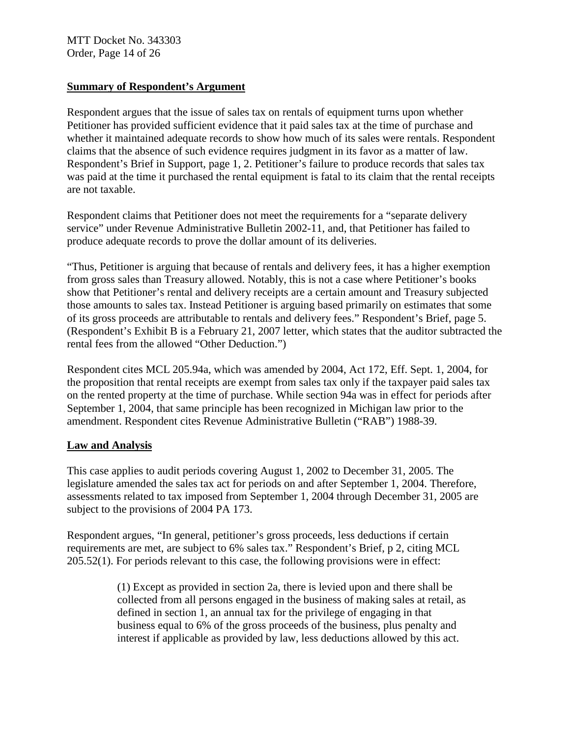**Summary of Respondent's Argument**

Respondent argues that the issue of sales tax on rentals of equipment turns upon whether Petitioner has provided sufficient evidence that it paid sales tax at the time of purchase and whether it maintained adequate records to show how much of its sales were rentals. Respondent claims that the absence of such evidence requires judgment in its favor as a matter of law. Respondent's Brief in Support, page 1, 2. Petitioner's failure to produce records that sales tax was paid at the time it purchased the rental equipment is fatal to its claim that the rental receipts are not taxable.

Respondent claims that Petitioner does not meet the requirements for a "separate delivery service" under Revenue Administrative Bulletin 2002-11, and, that Petitioner has failed to produce adequate records to prove the dollar amount of its deliveries.

"Thus, Petitioner is arguing that because of rentals and delivery fees, it has a higher exemption from gross sales than Treasury allowed. Notably, this is not a case where Petitioner's books show that Petitioner's rental and delivery receipts are a certain amount and Treasury subjected those amounts to sales tax. Instead Petitioner is arguing based primarily on estimates that some of its gross proceeds are attributable to rentals and delivery fees." Respondent's Brief, page 5. (Respondent's Exhibit B is a February 21, 2007 letter, which states that the auditor subtracted the rental fees from the allowed "Other Deduction.")

Respondent cites MCL 205.94a, which was amended by 2004, Act 172, Eff. Sept. 1, 2004, for the proposition that rental receipts are exempt from sales tax only if the taxpayer paid sales tax on the rented property at the time of purchase. While section 94a was in effect for periods after September 1, 2004, that same principle has been recognized in Michigan law prior to the amendment. Respondent cites Revenue Administrative Bulletin ("RAB") 1988-39.

**Law and Analysis**

This case applies to audit periods covering August 1, 2002 to December 31, 2005. The legislature amended the sales tax act for periods on and after September 1, 2004. Therefore, assessments related to tax imposed from September 1, 2004 through December 31, 2005 are subject to the provisions of 2004 PA 173.

Respondent argues, "In general, petitioner's gross proceeds, less deductions if certain requirements are met, are subject to 6% sales tax." Respondent's Brief, p 2, citing MCL 205.52(1). For periods relevant to this case, the following provisions were in effect:

> (1) Except as provided in section 2a, there is levied upon and there shall be collected from all persons engaged in the business of making sales at retail, as defined in section 1, an annual tax for the privilege of engaging in that business equal to 6% of the gross proceeds of the business, plus penalty and interest if applicable as provided by law, less deductions allowed by this act.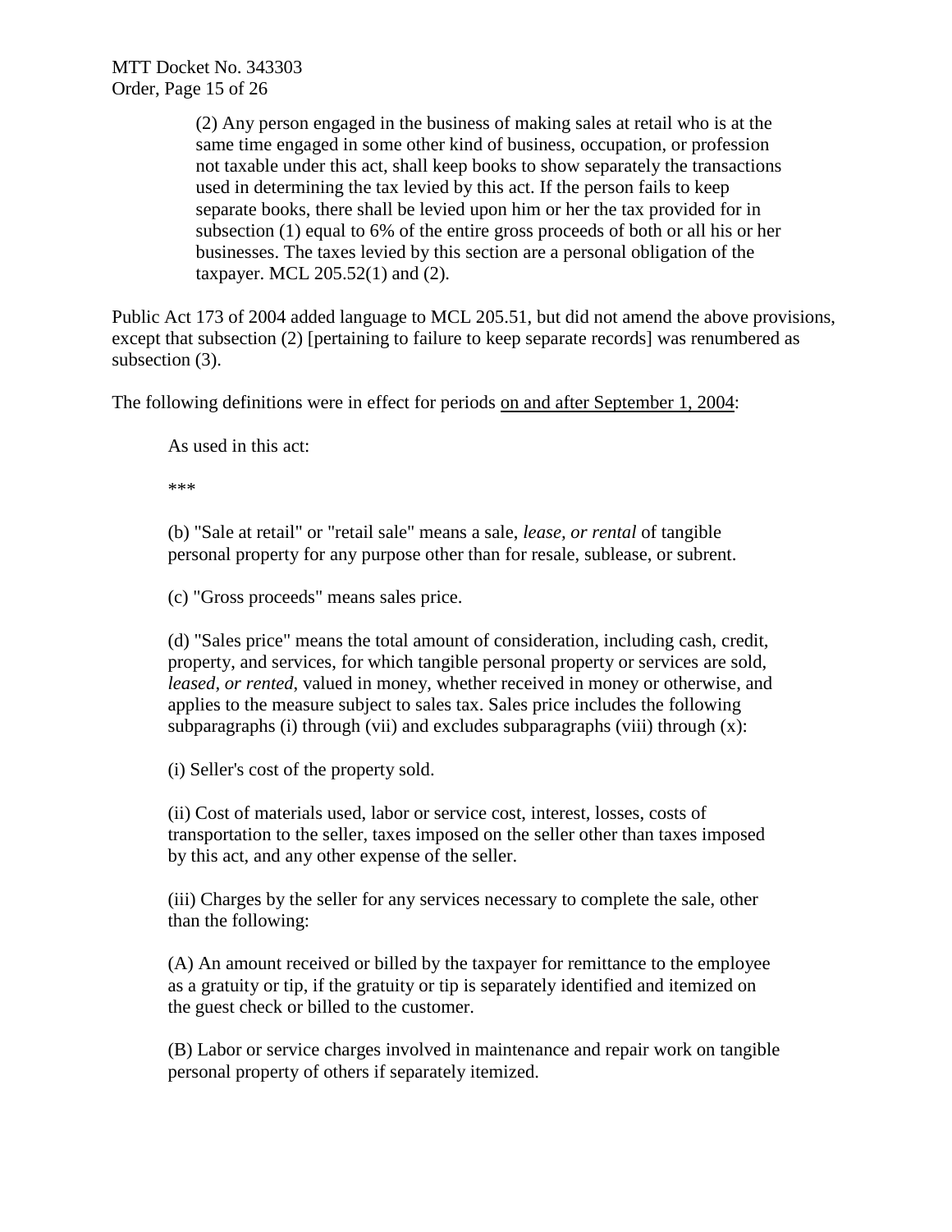> (2) Any person engaged in the business of making sales at retail who is at the same time engaged in some other kind of business, occupation, or profession not taxable under this act, shall keep books to show separately the transactions used in determining the tax levied by this act. If the person fails to keep separate books, there shall be levied upon him or her the tax provided for in subsection (1) equal to 6% of the entire gross proceeds of both or all his or her businesses. The taxes levied by this section are a personal obligation of the taxpayer. MCL 205.52(1) and (2).

Public Act 173 of 2004 added language to MCL 205.51, but did not amend the above provisions, except that subsection (2) [pertaining to failure to keep separate records] was renumbered as subsection (3).

The following definitions were in effect for periods <u>on and after September 1, 2004</u>:

> As used in this act:
>
> ***
>
> (b) "Sale at retail" or "retail sale" means a sale, *lease, or rental* of tangible personal property for any purpose other than for resale, sublease, or subrent.
>
> (c) "Gross proceeds" means sales price.
>
> (d) "Sales price" means the total amount of consideration, including cash, credit, property, and services, for which tangible personal property or services are sold, *leased, or rented*, valued in money, whether received in money or otherwise, and applies to the measure subject to sales tax. Sales price includes the following subparagraphs (i) through (vii) and excludes subparagraphs (viii) through (x):
>
> (i) Seller's cost of the property sold.
>
> (ii) Cost of materials used, labor or service cost, interest, losses, costs of transportation to the seller, taxes imposed on the seller other than taxes imposed by this act, and any other expense of the seller.
>
> (iii) Charges by the seller for any services necessary to complete the sale, other than the following:
>
> (A) An amount received or billed by the taxpayer for remittance to the employee as a gratuity or tip, if the gratuity or tip is separately identified and itemized on the guest check or billed to the customer.
>
> (B) Labor or service charges involved in maintenance and repair work on tangible personal property of others if separately itemized.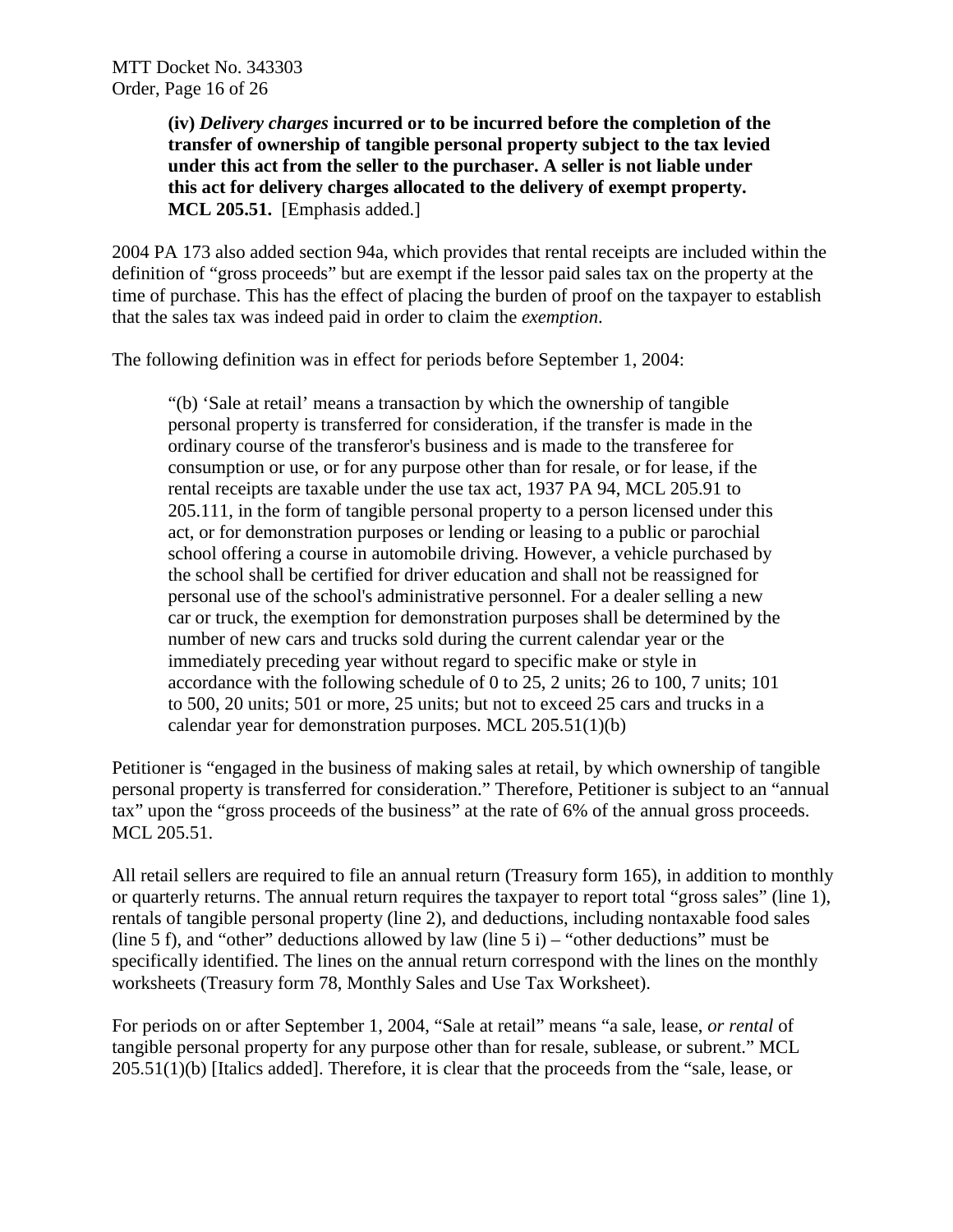> **(iv)** ***Delivery charges*** **incurred or to be incurred before the completion of the transfer of ownership of tangible personal property subject to the tax levied under this act from the seller to the purchaser. A seller is not liable under this act for delivery charges allocated to the delivery of exempt property. MCL 205.51.** [Emphasis added.]

2004 PA 173 also added section 94a, which provides that rental receipts are included within the definition of "gross proceeds" but are exempt if the lessor paid sales tax on the property at the time of purchase. This has the effect of placing the burden of proof on the taxpayer to establish that the sales tax was indeed paid in order to claim the *exemption*.

The following definition was in effect for periods before September 1, 2004:

> "(b) 'Sale at retail' means a transaction by which the ownership of tangible personal property is transferred for consideration, if the transfer is made in the ordinary course of the transferor's business and is made to the transferee for consumption or use, or for any purpose other than for resale, or for lease, if the rental receipts are taxable under the use tax act, 1937 PA 94, MCL 205.91 to 205.111, in the form of tangible personal property to a person licensed under this act, or for demonstration purposes or lending or leasing to a public or parochial school offering a course in automobile driving. However, a vehicle purchased by the school shall be certified for driver education and shall not be reassigned for personal use of the school's administrative personnel. For a dealer selling a new car or truck, the exemption for demonstration purposes shall be determined by the number of new cars and trucks sold during the current calendar year or the immediately preceding year without regard to specific make or style in accordance with the following schedule of 0 to 25, 2 units; 26 to 100, 7 units; 101 to 500, 20 units; 501 or more, 25 units; but not to exceed 25 cars and trucks in a calendar year for demonstration purposes. MCL 205.51(1)(b)

Petitioner is "engaged in the business of making sales at retail, by which ownership of tangible personal property is transferred for consideration." Therefore, Petitioner is subject to an "annual tax" upon the "gross proceeds of the business" at the rate of 6% of the annual gross proceeds. MCL 205.51.

All retail sellers are required to file an annual return (Treasury form 165), in addition to monthly or quarterly returns. The annual return requires the taxpayer to report total "gross sales" (line 1), rentals of tangible personal property (line 2), and deductions, including nontaxable food sales (line 5 f), and "other" deductions allowed by law (line 5 i) – "other deductions" must be specifically identified. The lines on the annual return correspond with the lines on the monthly worksheets (Treasury form 78, Monthly Sales and Use Tax Worksheet).

For periods on or after September 1, 2004, "Sale at retail" means "a sale, lease, *or rental* of tangible personal property for any purpose other than for resale, sublease, or subrent." MCL 205.51(1)(b) [Italics added]. Therefore, it is clear that the proceeds from the "sale, lease, or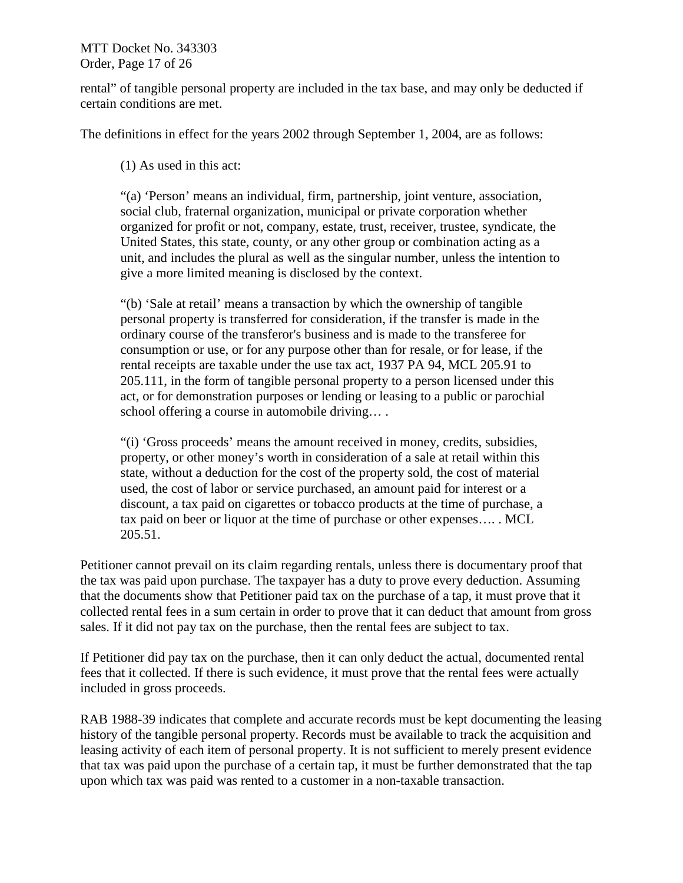rental" of tangible personal property are included in the tax base, and may only be deducted if certain conditions are met.

The definitions in effect for the years 2002 through September 1, 2004, are as follows:

> (1) As used in this act:
>
> "(a) 'Person' means an individual, firm, partnership, joint venture, association, social club, fraternal organization, municipal or private corporation whether organized for profit or not, company, estate, trust, receiver, trustee, syndicate, the United States, this state, county, or any other group or combination acting as a unit, and includes the plural as well as the singular number, unless the intention to give a more limited meaning is disclosed by the context.
>
> "(b) 'Sale at retail' means a transaction by which the ownership of tangible personal property is transferred for consideration, if the transfer is made in the ordinary course of the transferor's business and is made to the transferee for consumption or use, or for any purpose other than for resale, or for lease, if the rental receipts are taxable under the use tax act, 1937 PA 94, MCL 205.91 to 205.111, in the form of tangible personal property to a person licensed under this act, or for demonstration purposes or lending or leasing to a public or parochial school offering a course in automobile driving… .
>
> "(i) 'Gross proceeds' means the amount received in money, credits, subsidies, property, or other money's worth in consideration of a sale at retail within this state, without a deduction for the cost of the property sold, the cost of material used, the cost of labor or service purchased, an amount paid for interest or a discount, a tax paid on cigarettes or tobacco products at the time of purchase, a tax paid on beer or liquor at the time of purchase or other expenses…. . MCL 205.51.

Petitioner cannot prevail on its claim regarding rentals, unless there is documentary proof that the tax was paid upon purchase. The taxpayer has a duty to prove every deduction. Assuming that the documents show that Petitioner paid tax on the purchase of a tap, it must prove that it collected rental fees in a sum certain in order to prove that it can deduct that amount from gross sales. If it did not pay tax on the purchase, then the rental fees are subject to tax.

If Petitioner did pay tax on the purchase, then it can only deduct the actual, documented rental fees that it collected. If there is such evidence, it must prove that the rental fees were actually included in gross proceeds.

RAB 1988-39 indicates that complete and accurate records must be kept documenting the leasing history of the tangible personal property. Records must be available to track the acquisition and leasing activity of each item of personal property. It is not sufficient to merely present evidence that tax was paid upon the purchase of a certain tap, it must be further demonstrated that the tap upon which tax was paid was rented to a customer in a non-taxable transaction.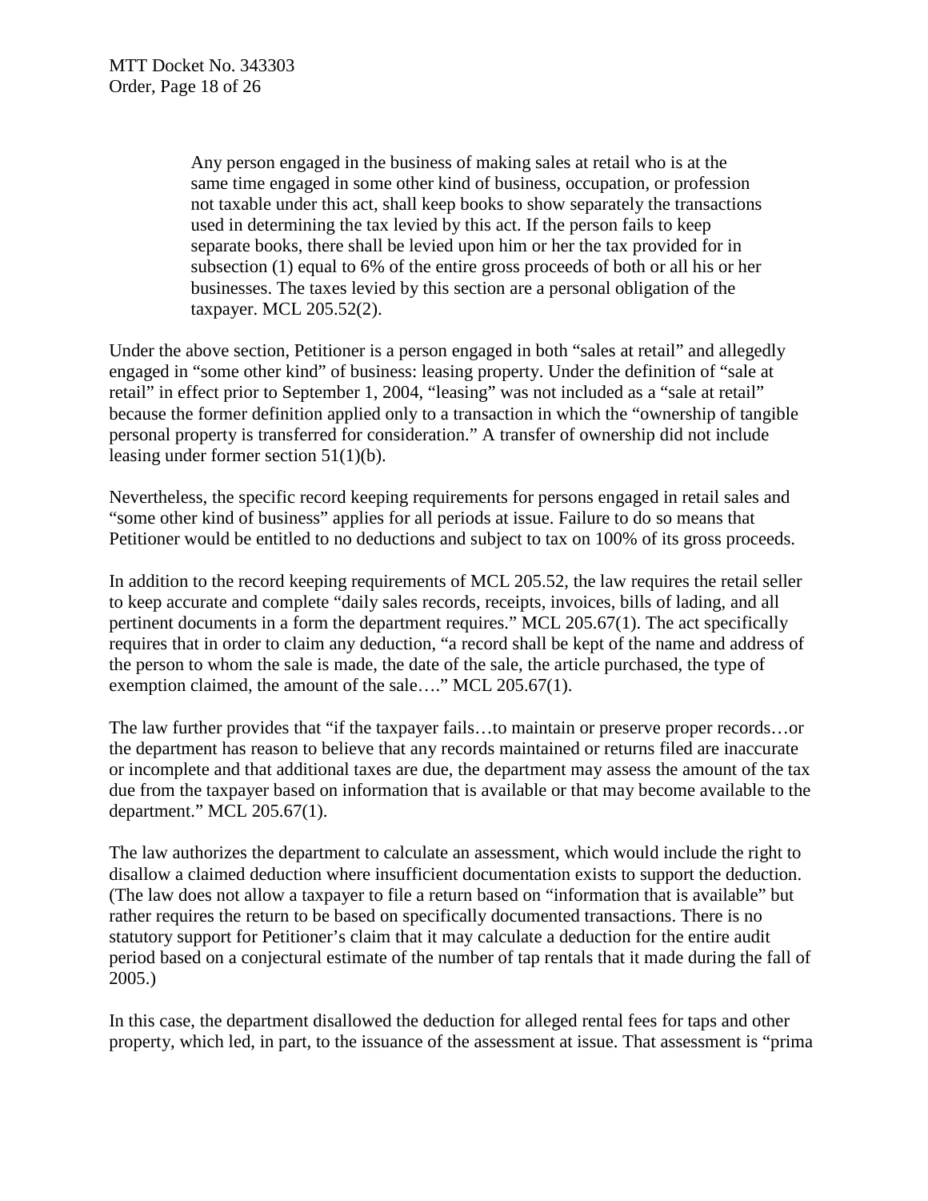> Any person engaged in the business of making sales at retail who is at the same time engaged in some other kind of business, occupation, or profession not taxable under this act, shall keep books to show separately the transactions used in determining the tax levied by this act. If the person fails to keep separate books, there shall be levied upon him or her the tax provided for in subsection (1) equal to 6% of the entire gross proceeds of both or all his or her businesses. The taxes levied by this section are a personal obligation of the taxpayer. MCL 205.52(2).

Under the above section, Petitioner is a person engaged in both "sales at retail" and allegedly engaged in "some other kind" of business: leasing property. Under the definition of "sale at retail" in effect prior to September 1, 2004, "leasing" was not included as a "sale at retail" because the former definition applied only to a transaction in which the "ownership of tangible personal property is transferred for consideration." A transfer of ownership did not include leasing under former section 51(1)(b).

Nevertheless, the specific record keeping requirements for persons engaged in retail sales and "some other kind of business" applies for all periods at issue. Failure to do so means that Petitioner would be entitled to no deductions and subject to tax on 100% of its gross proceeds.

In addition to the record keeping requirements of MCL 205.52, the law requires the retail seller to keep accurate and complete "daily sales records, receipts, invoices, bills of lading, and all pertinent documents in a form the department requires." MCL 205.67(1). The act specifically requires that in order to claim any deduction, "a record shall be kept of the name and address of the person to whom the sale is made, the date of the sale, the article purchased, the type of exemption claimed, the amount of the sale…." MCL 205.67(1).

The law further provides that "if the taxpayer fails…to maintain or preserve proper records…or the department has reason to believe that any records maintained or returns filed are inaccurate or incomplete and that additional taxes are due, the department may assess the amount of the tax due from the taxpayer based on information that is available or that may become available to the department." MCL 205.67(1).

The law authorizes the department to calculate an assessment, which would include the right to disallow a claimed deduction where insufficient documentation exists to support the deduction. (The law does not allow a taxpayer to file a return based on "information that is available" but rather requires the return to be based on specifically documented transactions. There is no statutory support for Petitioner's claim that it may calculate a deduction for the entire audit period based on a conjectural estimate of the number of tap rentals that it made during the fall of 2005.)

In this case, the department disallowed the deduction for alleged rental fees for taps and other property, which led, in part, to the issuance of the assessment at issue. That assessment is "prima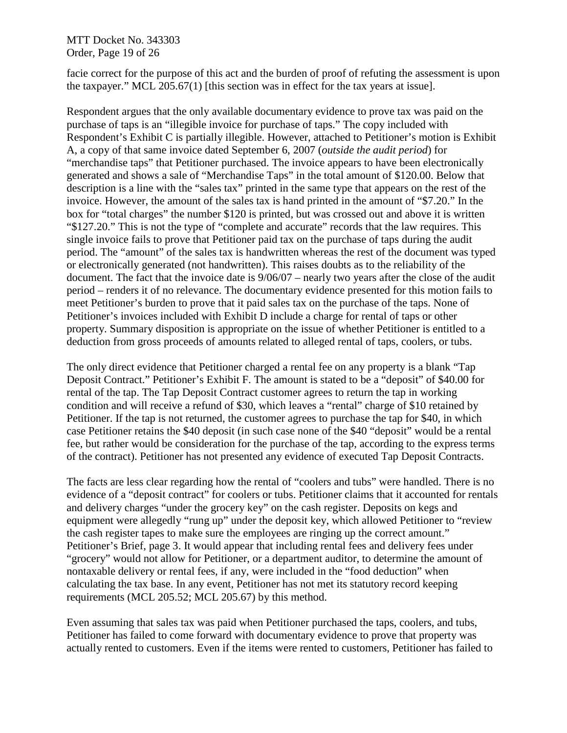facie correct for the purpose of this act and the burden of proof of refuting the assessment is upon the taxpayer." MCL 205.67(1) [this section was in effect for the tax years at issue].

Respondent argues that the only available documentary evidence to prove tax was paid on the purchase of taps is an "illegible invoice for purchase of taps." The copy included with Respondent's Exhibit C is partially illegible. However, attached to Petitioner's motion is Exhibit A, a copy of that same invoice dated September 6, 2007 (*outside the audit period*) for "merchandise taps" that Petitioner purchased. The invoice appears to have been electronically generated and shows a sale of "Merchandise Taps" in the total amount of $120.00. Below that description is a line with the "sales tax" printed in the same type that appears on the rest of the invoice. However, the amount of the sales tax is hand printed in the amount of "$7.20." In the box for "total charges" the number $120 is printed, but was crossed out and above it is written "$127.20." This is not the type of "complete and accurate" records that the law requires. This single invoice fails to prove that Petitioner paid tax on the purchase of taps during the audit period. The "amount" of the sales tax is handwritten whereas the rest of the document was typed or electronically generated (not handwritten). This raises doubts as to the reliability of the document. The fact that the invoice date is 9/06/07 – nearly two years after the close of the audit period – renders it of no relevance. The documentary evidence presented for this motion fails to meet Petitioner's burden to prove that it paid sales tax on the purchase of the taps. None of Petitioner's invoices included with Exhibit D include a charge for rental of taps or other property. Summary disposition is appropriate on the issue of whether Petitioner is entitled to a deduction from gross proceeds of amounts related to alleged rental of taps, coolers, or tubs.

The only direct evidence that Petitioner charged a rental fee on any property is a blank "Tap Deposit Contract." Petitioner's Exhibit F. The amount is stated to be a "deposit" of $40.00 for rental of the tap. The Tap Deposit Contract customer agrees to return the tap in working condition and will receive a refund of $30, which leaves a "rental" charge of $10 retained by Petitioner. If the tap is not returned, the customer agrees to purchase the tap for $40, in which case Petitioner retains the $40 deposit (in such case none of the $40 "deposit" would be a rental fee, but rather would be consideration for the purchase of the tap, according to the express terms of the contract). Petitioner has not presented any evidence of executed Tap Deposit Contracts.

The facts are less clear regarding how the rental of "coolers and tubs" were handled. There is no evidence of a "deposit contract" for coolers or tubs. Petitioner claims that it accounted for rentals and delivery charges "under the grocery key" on the cash register. Deposits on kegs and equipment were allegedly "rung up" under the deposit key, which allowed Petitioner to "review the cash register tapes to make sure the employees are ringing up the correct amount." Petitioner's Brief, page 3. It would appear that including rental fees and delivery fees under "grocery" would not allow for Petitioner, or a department auditor, to determine the amount of nontaxable delivery or rental fees, if any, were included in the "food deduction" when calculating the tax base. In any event, Petitioner has not met its statutory record keeping requirements (MCL 205.52; MCL 205.67) by this method.

Even assuming that sales tax was paid when Petitioner purchased the taps, coolers, and tubs, Petitioner has failed to come forward with documentary evidence to prove that property was actually rented to customers. Even if the items were rented to customers, Petitioner has failed to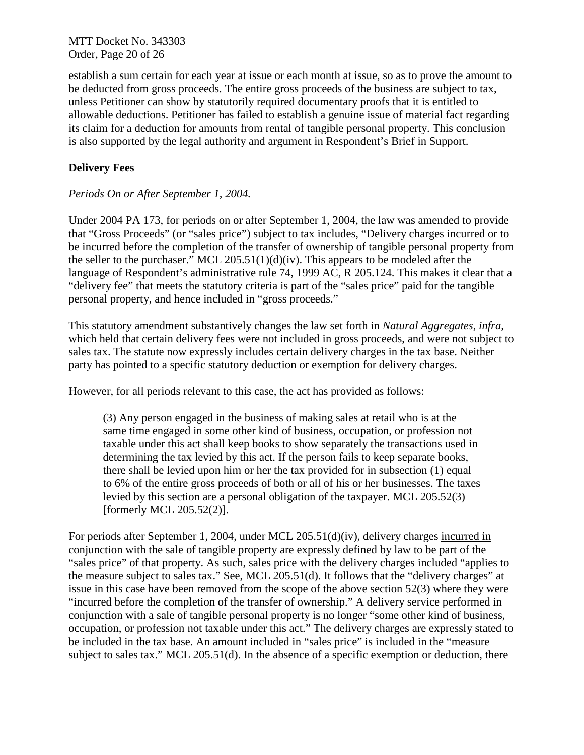establish a sum certain for each year at issue or each month at issue, so as to prove the amount to be deducted from gross proceeds. The entire gross proceeds of the business are subject to tax, unless Petitioner can show by statutorily required documentary proofs that it is entitled to allowable deductions. Petitioner has failed to establish a genuine issue of material fact regarding its claim for a deduction for amounts from rental of tangible personal property. This conclusion is also supported by the legal authority and argument in Respondent's Brief in Support.

**Delivery Fees**

*Periods On or After September 1, 2004.*

Under 2004 PA 173, for periods on or after September 1, 2004, the law was amended to provide that "Gross Proceeds" (or "sales price") subject to tax includes, "Delivery charges incurred or to be incurred before the completion of the transfer of ownership of tangible personal property from the seller to the purchaser." MCL 205.51(1)(d)(iv). This appears to be modeled after the language of Respondent's administrative rule 74, 1999 AC, R 205.124. This makes it clear that a "delivery fee" that meets the statutory criteria is part of the "sales price" paid for the tangible personal property, and hence included in "gross proceeds."

This statutory amendment substantively changes the law set forth in *Natural Aggregates*, *infra*, which held that certain delivery fees were not included in gross proceeds, and were not subject to sales tax. The statute now expressly includes certain delivery charges in the tax base. Neither party has pointed to a specific statutory deduction or exemption for delivery charges.

However, for all periods relevant to this case, the act has provided as follows:

> (3) Any person engaged in the business of making sales at retail who is at the same time engaged in some other kind of business, occupation, or profession not taxable under this act shall keep books to show separately the transactions used in determining the tax levied by this act. If the person fails to keep separate books, there shall be levied upon him or her the tax provided for in subsection (1) equal to 6% of the entire gross proceeds of both or all of his or her businesses. The taxes levied by this section are a personal obligation of the taxpayer. MCL 205.52(3) [formerly MCL 205.52(2)].

For periods after September 1, 2004, under MCL 205.51(d)(iv), delivery charges incurred in conjunction with the sale of tangible property are expressly defined by law to be part of the "sales price" of that property. As such, sales price with the delivery charges included "applies to the measure subject to sales tax." See, MCL 205.51(d). It follows that the "delivery charges" at issue in this case have been removed from the scope of the above section 52(3) where they were "incurred before the completion of the transfer of ownership." A delivery service performed in conjunction with a sale of tangible personal property is no longer "some other kind of business, occupation, or profession not taxable under this act." The delivery charges are expressly stated to be included in the tax base. An amount included in "sales price" is included in the "measure subject to sales tax." MCL 205.51(d). In the absence of a specific exemption or deduction, there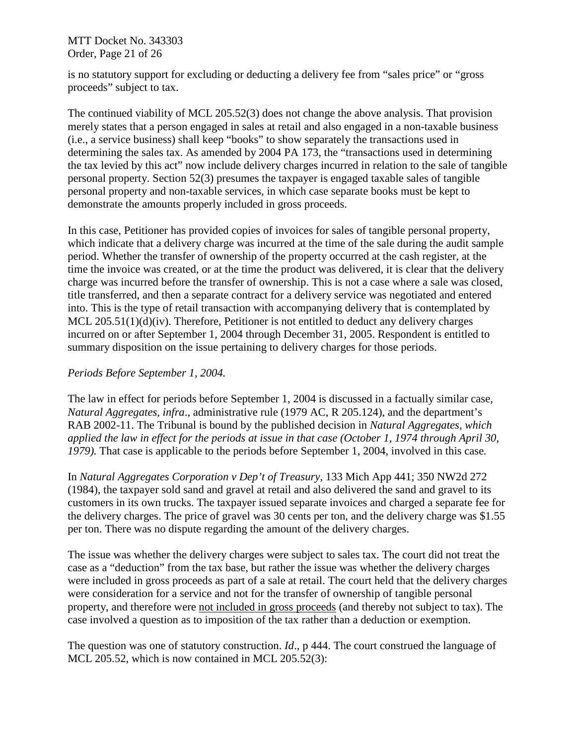is no statutory support for excluding or deducting a delivery fee from "sales price" or "gross proceeds" subject to tax.

The continued viability of MCL 205.52(3) does not change the above analysis. That provision merely states that a person engaged in sales at retail and also engaged in a non-taxable business (i.e., a service business) shall keep "books" to show separately the transactions used in determining the sales tax. As amended by 2004 PA 173, the "transactions used in determining the tax levied by this act" now include delivery charges incurred in relation to the sale of tangible personal property. Section 52(3) presumes the taxpayer is engaged taxable sales of tangible personal property and non-taxable services, in which case separate books must be kept to demonstrate the amounts properly included in gross proceeds.

In this case, Petitioner has provided copies of invoices for sales of tangible personal property, which indicate that a delivery charge was incurred at the time of the sale during the audit sample period. Whether the transfer of ownership of the property occurred at the cash register, at the time the invoice was created, or at the time the product was delivered, it is clear that the delivery charge was incurred before the transfer of ownership. This is not a case where a sale was closed, title transferred, and then a separate contract for a delivery service was negotiated and entered into. This is the type of retail transaction with accompanying delivery that is contemplated by MCL 205.51(1)(d)(iv). Therefore, Petitioner is not entitled to deduct any delivery charges incurred on or after September 1, 2004 through December 31, 2005. Respondent is entitled to summary disposition on the issue pertaining to delivery charges for those periods.

*Periods Before September 1, 2004.*

The law in effect for periods before September 1, 2004 is discussed in a factually similar case, *Natural Aggregates, infra*., administrative rule (1979 AC, R 205.124), and the department's RAB 2002-11. The Tribunal is bound by the published decision in *Natural Aggregates, which applied the law in effect for the periods at issue in that case (October 1, 1974 through April 30, 1979).* That case is applicable to the periods before September 1, 2004, involved in this case.

In *Natural Aggregates Corporation v Dep't of Treasury*, 133 Mich App 441; 350 NW2d 272 (1984), the taxpayer sold sand and gravel at retail and also delivered the sand and gravel to its customers in its own trucks. The taxpayer issued separate invoices and charged a separate fee for the delivery charges. The price of gravel was 30 cents per ton, and the delivery charge was $1.55 per ton. There was no dispute regarding the amount of the delivery charges.

The issue was whether the delivery charges were subject to sales tax. The court did not treat the case as a "deduction" from the tax base, but rather the issue was whether the delivery charges were included in gross proceeds as part of a sale at retail. The court held that the delivery charges were consideration for a service and not for the transfer of ownership of tangible personal property, and therefore were <u>not included in gross proceeds</u> (and thereby not subject to tax). The case involved a question as to imposition of the tax rather than a deduction or exemption.

The question was one of statutory construction. *Id*., p 444. The court construed the language of MCL 205.52, which is now contained in MCL 205.52(3):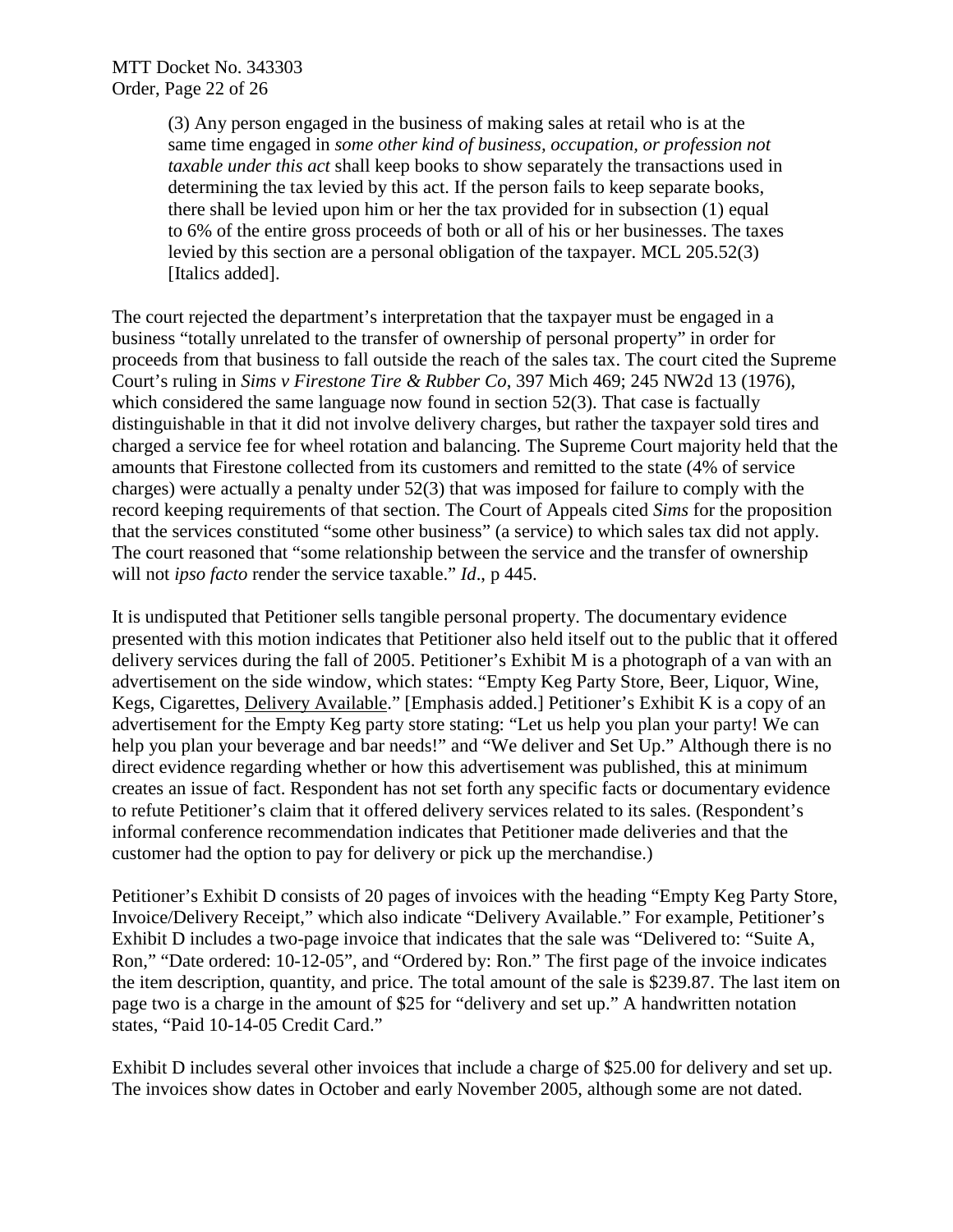> (3) Any person engaged in the business of making sales at retail who is at the same time engaged in *some other kind of business, occupation, or profession not taxable under this act* shall keep books to show separately the transactions used in determining the tax levied by this act. If the person fails to keep separate books, there shall be levied upon him or her the tax provided for in subsection (1) equal to 6% of the entire gross proceeds of both or all of his or her businesses. The taxes levied by this section are a personal obligation of the taxpayer. MCL 205.52(3) [Italics added].

The court rejected the department's interpretation that the taxpayer must be engaged in a business "totally unrelated to the transfer of ownership of personal property" in order for proceeds from that business to fall outside the reach of the sales tax. The court cited the Supreme Court's ruling in *Sims v Firestone Tire & Rubber Co*, 397 Mich 469; 245 NW2d 13 (1976), which considered the same language now found in section 52(3). That case is factually distinguishable in that it did not involve delivery charges, but rather the taxpayer sold tires and charged a service fee for wheel rotation and balancing. The Supreme Court majority held that the amounts that Firestone collected from its customers and remitted to the state (4% of service charges) were actually a penalty under 52(3) that was imposed for failure to comply with the record keeping requirements of that section. The Court of Appeals cited *Sims* for the proposition that the services constituted "some other business" (a service) to which sales tax did not apply. The court reasoned that "some relationship between the service and the transfer of ownership will not *ipso facto* render the service taxable." *Id*., p 445.

It is undisputed that Petitioner sells tangible personal property. The documentary evidence presented with this motion indicates that Petitioner also held itself out to the public that it offered delivery services during the fall of 2005. Petitioner's Exhibit M is a photograph of a van with an advertisement on the side window, which states: "Empty Keg Party Store, Beer, Liquor, Wine, Kegs, Cigarettes, <u>Delivery Available</u>." [Emphasis added.] Petitioner's Exhibit K is a copy of an advertisement for the Empty Keg party store stating: "Let us help you plan your party! We can help you plan your beverage and bar needs!" and "We deliver and Set Up." Although there is no direct evidence regarding whether or how this advertisement was published, this at minimum creates an issue of fact. Respondent has not set forth any specific facts or documentary evidence to refute Petitioner's claim that it offered delivery services related to its sales. (Respondent's informal conference recommendation indicates that Petitioner made deliveries and that the customer had the option to pay for delivery or pick up the merchandise.)

Petitioner's Exhibit D consists of 20 pages of invoices with the heading "Empty Keg Party Store, Invoice/Delivery Receipt," which also indicate "Delivery Available." For example, Petitioner's Exhibit D includes a two-page invoice that indicates that the sale was "Delivered to: "Suite A, Ron," "Date ordered: 10-12-05", and "Ordered by: Ron." The first page of the invoice indicates the item description, quantity, and price. The total amount of the sale is $239.87. The last item on page two is a charge in the amount of $25 for "delivery and set up." A handwritten notation states, "Paid 10-14-05 Credit Card."

Exhibit D includes several other invoices that include a charge of $25.00 for delivery and set up. The invoices show dates in October and early November 2005, although some are not dated.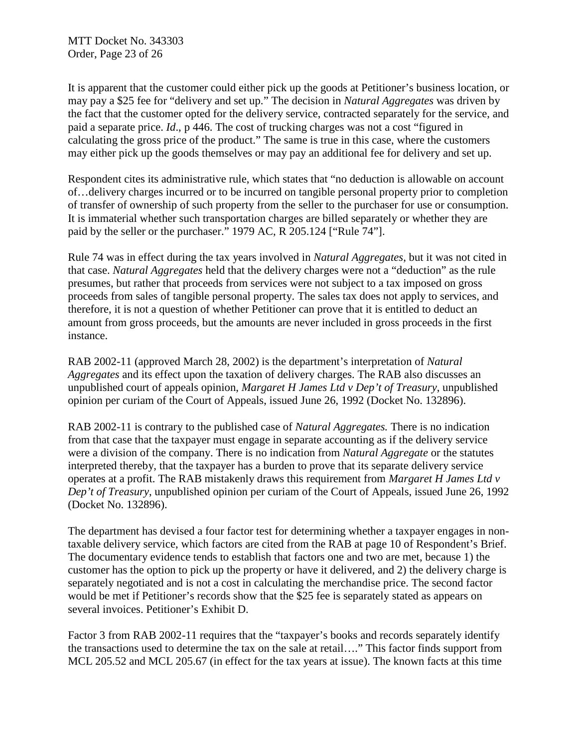It is apparent that the customer could either pick up the goods at Petitioner's business location, or may pay a $25 fee for "delivery and set up." The decision in *Natural Aggregates* was driven by the fact that the customer opted for the delivery service, contracted separately for the service, and paid a separate price. *Id*., p 446. The cost of trucking charges was not a cost "figured in calculating the gross price of the product." The same is true in this case, where the customers may either pick up the goods themselves or may pay an additional fee for delivery and set up.

Respondent cites its administrative rule, which states that "no deduction is allowable on account of…delivery charges incurred or to be incurred on tangible personal property prior to completion of transfer of ownership of such property from the seller to the purchaser for use or consumption. It is immaterial whether such transportation charges are billed separately or whether they are paid by the seller or the purchaser." 1979 AC, R 205.124 ["Rule 74"].

Rule 74 was in effect during the tax years involved in *Natural Aggregates*, but it was not cited in that case. *Natural Aggregates* held that the delivery charges were not a "deduction" as the rule presumes, but rather that proceeds from services were not subject to a tax imposed on gross proceeds from sales of tangible personal property. The sales tax does not apply to services, and therefore, it is not a question of whether Petitioner can prove that it is entitled to deduct an amount from gross proceeds, but the amounts are never included in gross proceeds in the first instance.

RAB 2002-11 (approved March 28, 2002) is the department's interpretation of *Natural Aggregates* and its effect upon the taxation of delivery charges. The RAB also discusses an unpublished court of appeals opinion, *Margaret H James Ltd v Dep't of Treasury*, unpublished opinion per curiam of the Court of Appeals, issued June 26, 1992 (Docket No. 132896).

RAB 2002-11 is contrary to the published case of *Natural Aggregates.* There is no indication from that case that the taxpayer must engage in separate accounting as if the delivery service were a division of the company. There is no indication from *Natural Aggregate* or the statutes interpreted thereby, that the taxpayer has a burden to prove that its separate delivery service operates at a profit. The RAB mistakenly draws this requirement from *Margaret H James Ltd v Dep't of Treasury*, unpublished opinion per curiam of the Court of Appeals, issued June 26, 1992 (Docket No. 132896).

The department has devised a four factor test for determining whether a taxpayer engages in non-taxable delivery service, which factors are cited from the RAB at page 10 of Respondent's Brief. The documentary evidence tends to establish that factors one and two are met, because 1) the customer has the option to pick up the property or have it delivered, and 2) the delivery charge is separately negotiated and is not a cost in calculating the merchandise price. The second factor would be met if Petitioner's records show that the $25 fee is separately stated as appears on several invoices. Petitioner's Exhibit D.

Factor 3 from RAB 2002-11 requires that the "taxpayer's books and records separately identify the transactions used to determine the tax on the sale at retail…." This factor finds support from MCL 205.52 and MCL 205.67 (in effect for the tax years at issue). The known facts at this time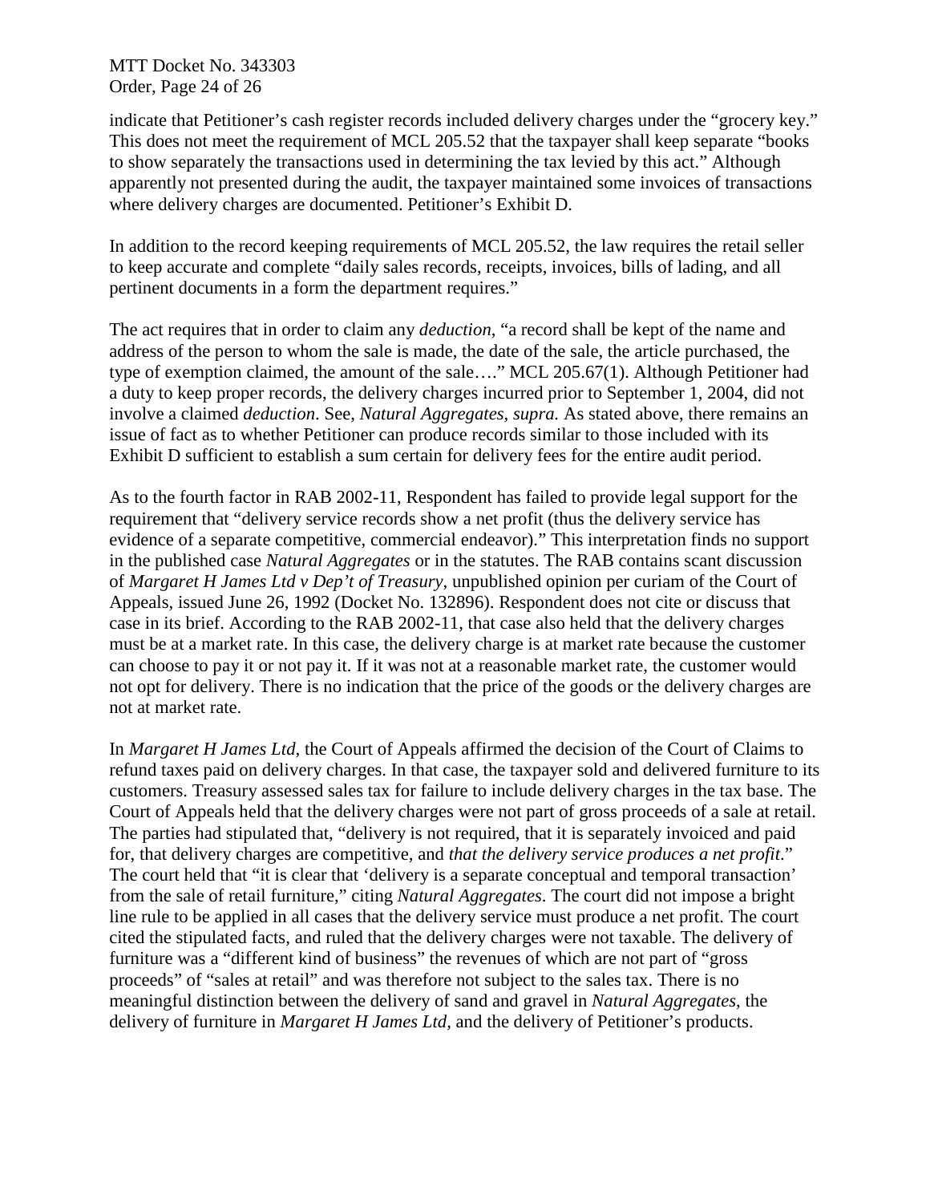indicate that Petitioner's cash register records included delivery charges under the "grocery key." This does not meet the requirement of MCL 205.52 that the taxpayer shall keep separate "books to show separately the transactions used in determining the tax levied by this act." Although apparently not presented during the audit, the taxpayer maintained some invoices of transactions where delivery charges are documented. Petitioner's Exhibit D.

In addition to the record keeping requirements of MCL 205.52, the law requires the retail seller to keep accurate and complete "daily sales records, receipts, invoices, bills of lading, and all pertinent documents in a form the department requires."

The act requires that in order to claim any *deduction*, "a record shall be kept of the name and address of the person to whom the sale is made, the date of the sale, the article purchased, the type of exemption claimed, the amount of the sale…." MCL 205.67(1). Although Petitioner had a duty to keep proper records, the delivery charges incurred prior to September 1, 2004, did not involve a claimed *deduction*. See, *Natural Aggregates, supra.* As stated above, there remains an issue of fact as to whether Petitioner can produce records similar to those included with its Exhibit D sufficient to establish a sum certain for delivery fees for the entire audit period.

As to the fourth factor in RAB 2002-11, Respondent has failed to provide legal support for the requirement that "delivery service records show a net profit (thus the delivery service has evidence of a separate competitive, commercial endeavor)." This interpretation finds no support in the published case *Natural Aggregates* or in the statutes. The RAB contains scant discussion of *Margaret H James Ltd v Dep't of Treasury*, unpublished opinion per curiam of the Court of Appeals, issued June 26, 1992 (Docket No. 132896). Respondent does not cite or discuss that case in its brief. According to the RAB 2002-11, that case also held that the delivery charges must be at a market rate. In this case, the delivery charge is at market rate because the customer can choose to pay it or not pay it. If it was not at a reasonable market rate, the customer would not opt for delivery. There is no indication that the price of the goods or the delivery charges are not at market rate.

In *Margaret H James Ltd*, the Court of Appeals affirmed the decision of the Court of Claims to refund taxes paid on delivery charges. In that case, the taxpayer sold and delivered furniture to its customers. Treasury assessed sales tax for failure to include delivery charges in the tax base. The Court of Appeals held that the delivery charges were not part of gross proceeds of a sale at retail. The parties had stipulated that, "delivery is not required, that it is separately invoiced and paid for, that delivery charges are competitive, and *that the delivery service produces a net profit*." The court held that "it is clear that 'delivery is a separate conceptual and temporal transaction' from the sale of retail furniture," citing *Natural Aggregates*. The court did not impose a bright line rule to be applied in all cases that the delivery service must produce a net profit. The court cited the stipulated facts, and ruled that the delivery charges were not taxable. The delivery of furniture was a "different kind of business" the revenues of which are not part of "gross proceeds" of "sales at retail" and was therefore not subject to the sales tax. There is no meaningful distinction between the delivery of sand and gravel in *Natural Aggregates*, the delivery of furniture in *Margaret H James Ltd*, and the delivery of Petitioner's products.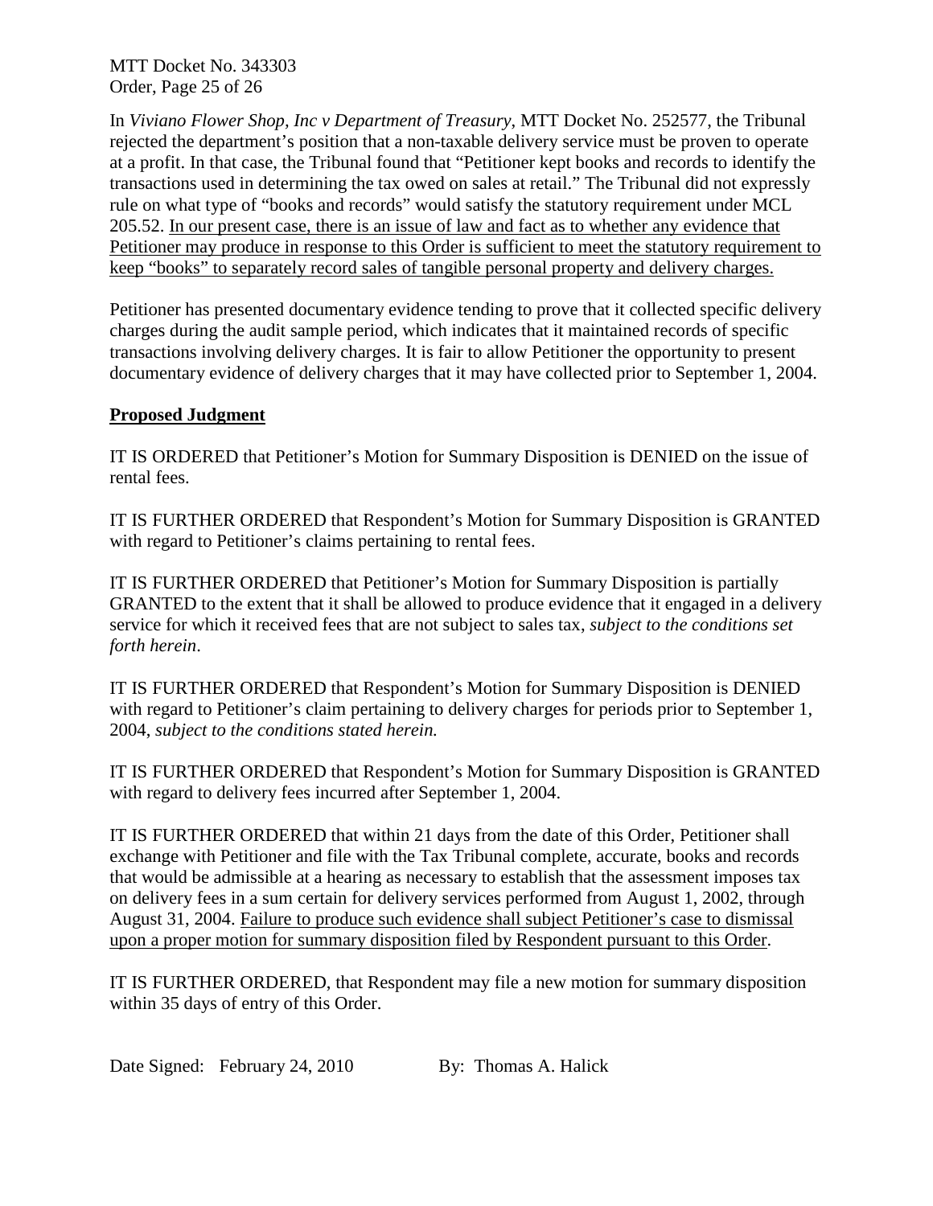In *Viviano Flower Shop, Inc v Department of Treasury*, MTT Docket No. 252577, the Tribunal rejected the department's position that a non-taxable delivery service must be proven to operate at a profit. In that case, the Tribunal found that "Petitioner kept books and records to identify the transactions used in determining the tax owed on sales at retail." The Tribunal did not expressly rule on what type of "books and records" would satisfy the statutory requirement under MCL 205.52. <u>In our present case, there is an issue of law and fact as to whether any evidence that Petitioner may produce in response to this Order is sufficient to meet the statutory requirement to keep "books" to separately record sales of tangible personal property and delivery charges.</u>

Petitioner has presented documentary evidence tending to prove that it collected specific delivery charges during the audit sample period, which indicates that it maintained records of specific transactions involving delivery charges. It is fair to allow Petitioner the opportunity to present documentary evidence of delivery charges that it may have collected prior to September 1, 2004.

## **<u>Proposed Judgment</u>**

IT IS ORDERED that Petitioner's Motion for Summary Disposition is DENIED on the issue of rental fees.

IT IS FURTHER ORDERED that Respondent's Motion for Summary Disposition is GRANTED with regard to Petitioner's claims pertaining to rental fees.

IT IS FURTHER ORDERED that Petitioner's Motion for Summary Disposition is partially GRANTED to the extent that it shall be allowed to produce evidence that it engaged in a delivery service for which it received fees that are not subject to sales tax, *subject to the conditions set forth herein*.

IT IS FURTHER ORDERED that Respondent's Motion for Summary Disposition is DENIED with regard to Petitioner's claim pertaining to delivery charges for periods prior to September 1, 2004, *subject to the conditions stated herein.*

IT IS FURTHER ORDERED that Respondent's Motion for Summary Disposition is GRANTED with regard to delivery fees incurred after September 1, 2004.

IT IS FURTHER ORDERED that within 21 days from the date of this Order, Petitioner shall exchange with Petitioner and file with the Tax Tribunal complete, accurate, books and records that would be admissible at a hearing as necessary to establish that the assessment imposes tax on delivery fees in a sum certain for delivery services performed from August 1, 2002, through August 31, 2004. <u>Failure to produce such evidence shall subject Petitioner's case to dismissal upon a proper motion for summary disposition filed by Respondent pursuant to this Order</u>.

IT IS FURTHER ORDERED, that Respondent may file a new motion for summary disposition within 35 days of entry of this Order.

Date Signed: February 24, 2010 By: Thomas A. Halick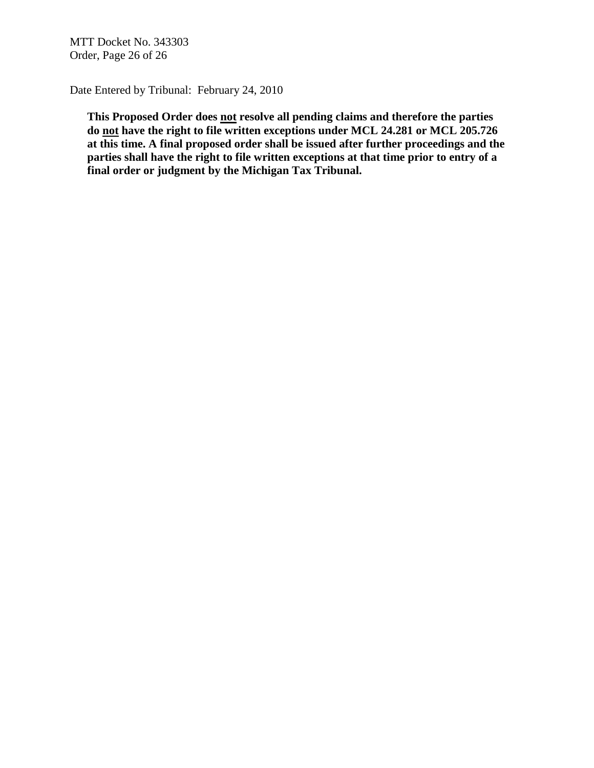Date Entered by Tribunal: February 24, 2010

**This Proposed Order does <u>not</u> resolve all pending claims and therefore the parties do <u>not</u> have the right to file written exceptions under MCL 24.281 or MCL 205.726 at this time. A final proposed order shall be issued after further proceedings and the parties shall have the right to file written exceptions at that time prior to entry of a final order or judgment by the Michigan Tax Tribunal.**